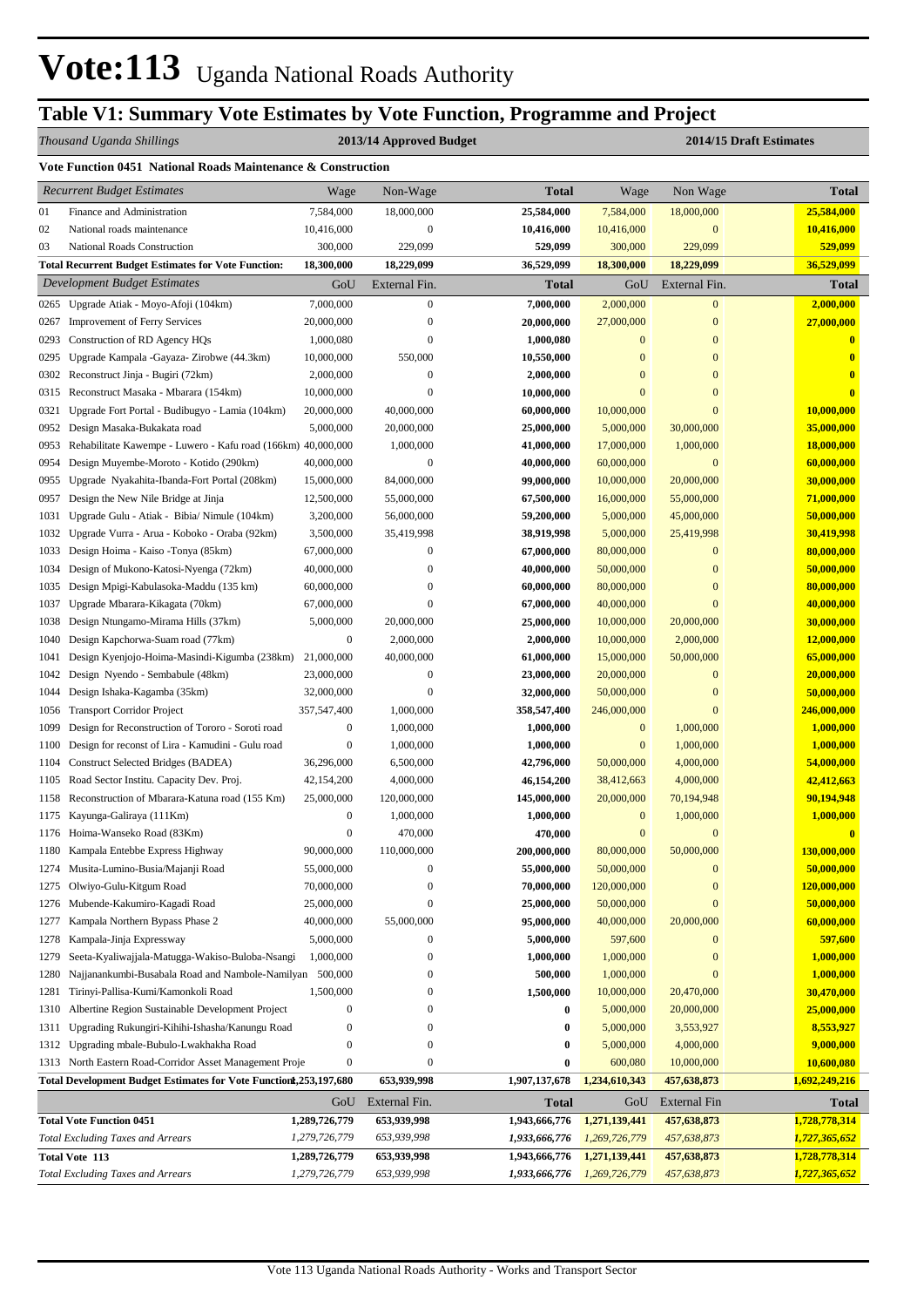# Vote:113 Uganda National Roads Authority

## Table V1: Summary Vote Estimates by Vote Function, Programme and Project

| *Thousand Uganda Shillings* | | 2013/14 Approved Budget | | | 2014/15 Draft Estimates | | |
|---|---|---|---|---|---|---|---|
| **Vote Function 0451 National Roads Maintenance & Construction** | | | | | | | |
| *Recurrent Budget Estimates* | | Wage | Non-Wage | **Total** | Wage | Non Wage | **Total** |
| 01 | Finance and Administration | 7,584,000 | 18,000,000 | **25,584,000** | 7,584,000 | 18,000,000 | **25,584,000** |
| 02 | National roads maintenance | 10,416,000 | 0 | **10,416,000** | 10,416,000 | 0 | **10,416,000** |
| 03 | National Roads Construction | 300,000 | 229,099 | **529,099** | 300,000 | 229,099 | **529,099** |
| **Total Recurrent Budget Estimates for Vote Function:** | | **18,300,000** | **18,229,099** | **36,529,099** | **18,300,000** | **18,229,099** | **36,529,099** |
| *Development Budget Estimates* | | GoU | External Fin. | **Total** | GoU | External Fin. | **Total** |
| 0265 | Upgrade Atiak - Moyo-Afoji (104km) | 7,000,000 | 0 | **7,000,000** | 2,000,000 | 0 | **2,000,000** |
| 0267 | Improvement of Ferry Services | 20,000,000 | 0 | **20,000,000** | 27,000,000 | 0 | **27,000,000** |
| 0293 | Construction of RD Agency HQs | 1,000,080 | 0 | **1,000,080** | 0 | 0 | **0** |
| 0295 | Upgrade Kampala -Gayaza- Zirobwe (44.3km) | 10,000,000 | 550,000 | **10,550,000** | 0 | 0 | **0** |
| 0302 | Reconstruct Jinja - Bugiri (72km) | 2,000,000 | 0 | **2,000,000** | 0 | 0 | **0** |
| 0315 | Reconstruct Masaka - Mbarara (154km) | 10,000,000 | 0 | **10,000,000** | 0 | 0 | **0** |
| 0321 | Upgrade Fort Portal - Budibugyo - Lamia (104km) | 20,000,000 | 40,000,000 | **60,000,000** | 10,000,000 | 0 | **10,000,000** |
| 0952 | Design Masaka-Bukakata road | 5,000,000 | 20,000,000 | **25,000,000** | 5,000,000 | 30,000,000 | **35,000,000** |
| 0953 | Rehabilitate Kawempe - Luwero - Kafu road (166km) | 40,000,000 | 1,000,000 | **41,000,000** | 17,000,000 | 1,000,000 | **18,000,000** |
| 0954 | Design Muyembe-Moroto - Kotido (290km) | 40,000,000 | 0 | **40,000,000** | 60,000,000 | 0 | **60,000,000** |
| 0955 | Upgrade Nyakahita-Ibanda-Fort Portal (208km) | 15,000,000 | 84,000,000 | **99,000,000** | 10,000,000 | 20,000,000 | **30,000,000** |
| 0957 | Design the New Nile Bridge at Jinja | 12,500,000 | 55,000,000 | **67,500,000** | 16,000,000 | 55,000,000 | **71,000,000** |
| 1031 | Upgrade Gulu - Atiak - Bibia/ Nimule (104km) | 3,200,000 | 56,000,000 | **59,200,000** | 5,000,000 | 45,000,000 | **50,000,000** |
| 1032 | Upgrade Vurra - Arua - Koboko - Oraba (92km) | 3,500,000 | 35,419,998 | **38,919,998** | 5,000,000 | 25,419,998 | **30,419,998** |
| 1033 | Design Hoima - Kaiso -Tonya (85km) | 67,000,000 | 0 | **67,000,000** | 80,000,000 | 0 | **80,000,000** |
| 1034 | Design of Mukono-Katosi-Nyenga (72km) | 40,000,000 | 0 | **40,000,000** | 50,000,000 | 0 | **50,000,000** |
| 1035 | Design Mpigi-Kabulasoka-Maddu (135 km) | 60,000,000 | 0 | **60,000,000** | 80,000,000 | 0 | **80,000,000** |
| 1037 | Upgrade Mbarara-Kikagata (70km) | 67,000,000 | 0 | **67,000,000** | 40,000,000 | 0 | **40,000,000** |
| 1038 | Design Ntungamo-Mirama Hills (37km) | 5,000,000 | 20,000,000 | **25,000,000** | 10,000,000 | 20,000,000 | **30,000,000** |
| 1040 | Design Kapchorwa-Suam road (77km) | 0 | 2,000,000 | **2,000,000** | 10,000,000 | 2,000,000 | **12,000,000** |
| 1041 | Design Kyenjojo-Hoima-Masindi-Kigumba (238km) | 21,000,000 | 40,000,000 | **61,000,000** | 15,000,000 | 50,000,000 | **65,000,000** |
| 1042 | Design Nyendo - Sembabule (48km) | 23,000,000 | 0 | **23,000,000** | 20,000,000 | 0 | **20,000,000** |
| 1044 | Design Ishaka-Kagamba (35km) | 32,000,000 | 0 | **32,000,000** | 50,000,000 | 0 | **50,000,000** |
| 1056 | Transport Corridor Project | 357,547,400 | 1,000,000 | **358,547,400** | 246,000,000 | 0 | **246,000,000** |
| 1099 | Design for Reconstruction of Tororo - Soroti road | 0 | 1,000,000 | **1,000,000** | 0 | 1,000,000 | **1,000,000** |
| 1100 | Design for reconst of Lira - Kamudini - Gulu road | 0 | 1,000,000 | **1,000,000** | 0 | 1,000,000 | **1,000,000** |
| 1104 | Construct Selected Bridges (BADEA) | 36,296,000 | 6,500,000 | **42,796,000** | 50,000,000 | 4,000,000 | **54,000,000** |
| 1105 | Road Sector Institu. Capacity Dev. Proj. | 42,154,200 | 4,000,000 | **46,154,200** | 38,412,663 | 4,000,000 | **42,412,663** |
| 1158 | Reconstruction of Mbarara-Katuna road (155 Km) | 25,000,000 | 120,000,000 | **145,000,000** | 20,000,000 | 70,194,948 | **90,194,948** |
| 1175 | Kayunga-Galiraya (111Km) | 0 | 1,000,000 | **1,000,000** | 0 | 1,000,000 | **1,000,000** |
| 1176 | Hoima-Wanseko Road (83Km) | 0 | 470,000 | **470,000** | 0 | 0 | **0** |
| 1180 | Kampala Entebbe Express Highway | 90,000,000 | 110,000,000 | **200,000,000** | 80,000,000 | 50,000,000 | **130,000,000** |
| 1274 | Musita-Lumino-Busia/Majanji Road | 55,000,000 | 0 | **55,000,000** | 50,000,000 | 0 | **50,000,000** |
| 1275 | Olwiyo-Gulu-Kitgum Road | 70,000,000 | 0 | **70,000,000** | 120,000,000 | 0 | **120,000,000** |
| 1276 | Mubende-Kakumiro-Kagadi Road | 25,000,000 | 0 | **25,000,000** | 50,000,000 | 0 | **50,000,000** |
| 1277 | Kampala Northern Bypass Phase 2 | 40,000,000 | 55,000,000 | **95,000,000** | 40,000,000 | 20,000,000 | **60,000,000** |
| 1278 | Kampala-Jinja Expressway | 5,000,000 | 0 | **5,000,000** | 597,600 | 0 | **597,600** |
| 1279 | Seeta-Kyaliwajjala-Matugga-Wakiso-Buloba-Nsangi | 1,000,000 | 0 | **1,000,000** | 1,000,000 | 0 | **1,000,000** |
| 1280 | Najjanankumbi-Busabala Road and Nambole-Namilyan | 500,000 | 0 | **500,000** | 1,000,000 | 0 | **1,000,000** |
| 1281 | Tirinyi-Pallisa-Kumi/Kamonkoli Road | 1,500,000 | 0 | **1,500,000** | 10,000,000 | 20,470,000 | **30,470,000** |
| 1310 | Albertine Region Sustainable Development Project | 0 | 0 | **0** | 5,000,000 | 20,000,000 | **25,000,000** |
| 1311 | Upgrading Rukungiri-Kihihi-Ishasha/Kanungu Road | 0 | 0 | **0** | 5,000,000 | 3,553,927 | **8,553,927** |
| 1312 | Upgrading mbale-Bubulo-Lwakhakha Road | 0 | 0 | **0** | 5,000,000 | 4,000,000 | **9,000,000** |
| 1313 | North Eastern Road-Corridor Asset Management Proje | 0 | 0 | **0** | 600,080 | 10,000,000 | **10,600,080** |
| **Total Development Budget Estimates for Vote Function:** | | **1,253,197,680** | **653,939,998** | **1,907,137,678** | **1,234,610,343** | **457,638,873** | **1,692,249,216** |
| | | GoU | External Fin. | **Total** | GoU | External Fin | **Total** |
| **Total Vote Function 0451** | | **1,289,726,779** | **653,939,998** | **1,943,666,776** | **1,271,139,441** | **457,638,873** | **1,728,778,314** |
| *Total Excluding Taxes and Arrears* | | *1,279,726,779* | *653,939,998* | *1,933,666,776* | *1,269,726,779* | *457,638,873* | *1,727,365,652* |
| **Total Vote 113** | | **1,289,726,779** | **653,939,998** | **1,943,666,776** | **1,271,139,441** | **457,638,873** | **1,728,778,314** |
| *Total Excluding Taxes and Arrears* | | *1,279,726,779* | *653,939,998* | *1,933,666,776* | *1,269,726,779* | *457,638,873* | *1,727,365,652* |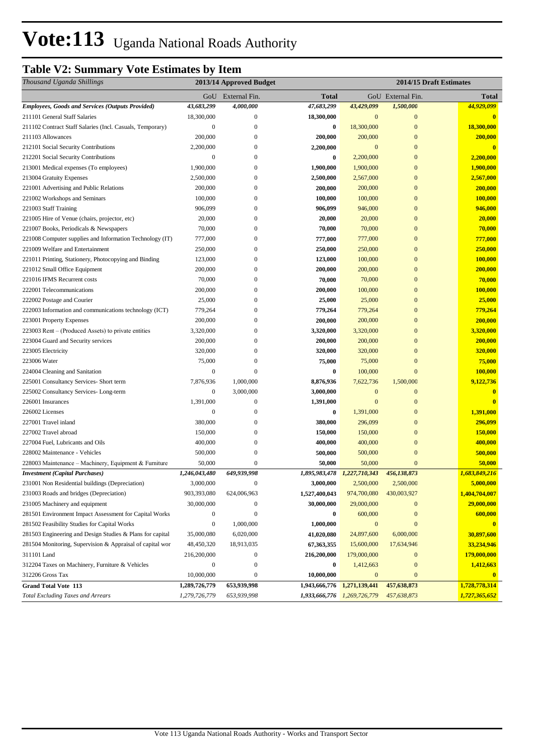# Vote:113 Uganda National Roads Authority

## Table V2: Summary Vote Estimates by Item

| *Thousand Uganda Shillings* | 2013/14 Approved Budget | | | 2014/15 Draft Estimates | | |
|---|---|---|---|---|---|---|
| | GoU | External Fin. | Total | GoU | External Fin. | Total |
| ***Employees, Goods and Services (Outputs Provided)*** | ***43,683,299*** | ***4,000,000*** | ***47,683,299*** | ***43,429,099*** | ***1,500,000*** | ***44,929,099*** |
| 211101 General Staff Salaries | 18,300,000 | 0 | **18,300,000** | 0 | 0 | **0** |
| 211102 Contract Staff Salaries (Incl. Casuals, Temporary) | 0 | 0 | **0** | 18,300,000 | 0 | **18,300,000** |
| 211103 Allowances | 200,000 | 0 | **200,000** | 200,000 | 0 | **200,000** |
| 212101 Social Security Contributions | 2,200,000 | 0 | **2,200,000** | 0 | 0 | **0** |
| 212201 Social Security Contributions | 0 | 0 | **0** | 2,200,000 | 0 | **2,200,000** |
| 213001 Medical expenses (To employees) | 1,900,000 | 0 | **1,900,000** | 1,900,000 | 0 | **1,900,000** |
| 213004 Gratuity Expenses | 2,500,000 | 0 | **2,500,000** | 2,567,000 | 0 | **2,567,000** |
| 221001 Advertising and Public Relations | 200,000 | 0 | **200,000** | 200,000 | 0 | **200,000** |
| 221002 Workshops and Seminars | 100,000 | 0 | **100,000** | 100,000 | 0 | **100,000** |
| 221003 Staff Training | 906,099 | 0 | **906,099** | 946,000 | 0 | **946,000** |
| 221005 Hire of Venue (chairs, projector, etc) | 20,000 | 0 | **20,000** | 20,000 | 0 | **20,000** |
| 221007 Books, Periodicals & Newspapers | 70,000 | 0 | **70,000** | 70,000 | 0 | **70,000** |
| 221008 Computer supplies and Information Technology (IT) | 777,000 | 0 | **777,000** | 777,000 | 0 | **777,000** |
| 221009 Welfare and Entertainment | 250,000 | 0 | **250,000** | 250,000 | 0 | **250,000** |
| 221011 Printing, Stationery, Photocopying and Binding | 123,000 | 0 | **123,000** | 100,000 | 0 | **100,000** |
| 221012 Small Office Equipment | 200,000 | 0 | **200,000** | 200,000 | 0 | **200,000** |
| 221016 IFMS Recurrent costs | 70,000 | 0 | **70,000** | 70,000 | 0 | **70,000** |
| 222001 Telecommunications | 200,000 | 0 | **200,000** | 100,000 | 0 | **100,000** |
| 222002 Postage and Courier | 25,000 | 0 | **25,000** | 25,000 | 0 | **25,000** |
| 222003 Information and communications technology (ICT) | 779,264 | 0 | **779,264** | 779,264 | 0 | **779,264** |
| 223001 Property Expenses | 200,000 | 0 | **200,000** | 200,000 | 0 | **200,000** |
| 223003 Rent – (Produced Assets) to private entities | 3,320,000 | 0 | **3,320,000** | 3,320,000 | 0 | **3,320,000** |
| 223004 Guard and Security services | 200,000 | 0 | **200,000** | 200,000 | 0 | **200,000** |
| 223005 Electricity | 320,000 | 0 | **320,000** | 320,000 | 0 | **320,000** |
| 223006 Water | 75,000 | 0 | **75,000** | 75,000 | 0 | **75,000** |
| 224004 Cleaning and Sanitation | 0 | 0 | **0** | 100,000 | 0 | **100,000** |
| 225001 Consultancy Services- Short term | 7,876,936 | 1,000,000 | **8,876,936** | 7,622,736 | 1,500,000 | **9,122,736** |
| 225002 Consultancy Services- Long-term | 0 | 3,000,000 | **3,000,000** | 0 | 0 | **0** |
| 226001 Insurances | 1,391,000 | 0 | **1,391,000** | 0 | 0 | **0** |
| 226002 Licenses | 0 | 0 | **0** | 1,391,000 | 0 | **1,391,000** |
| 227001 Travel inland | 380,000 | 0 | **380,000** | 296,099 | 0 | **296,099** |
| 227002 Travel abroad | 150,000 | 0 | **150,000** | 150,000 | 0 | **150,000** |
| 227004 Fuel, Lubricants and Oils | 400,000 | 0 | **400,000** | 400,000 | 0 | **400,000** |
| 228002 Maintenance - Vehicles | 500,000 | 0 | **500,000** | 500,000 | 0 | **500,000** |
| 228003 Maintenance – Machinery, Equipment & Furniture | 50,000 | 0 | **50,000** | 50,000 | 0 | **50,000** |
| ***Investment (Capital Purchases)*** | ***1,246,043,480*** | ***649,939,998*** | ***1,895,983,478*** | ***1,227,710,343*** | ***456,138,873*** | ***1,683,849,216*** |
| 231001 Non Residential buildings (Depreciation) | 3,000,000 | 0 | **3,000,000** | 2,500,000 | 2,500,000 | **5,000,000** |
| 231003 Roads and bridges (Depreciation) | 903,393,080 | 624,006,963 | **1,527,400,043** | 974,700,080 | 430,003,927 | **1,404,704,007** |
| 231005 Machinery and equipment | 30,000,000 | 0 | **30,000,000** | 29,000,000 | 0 | **29,000,000** |
| 281501 Environment Impact Assessment for Capital Works | 0 | 0 | **0** | 600,000 | 0 | **600,000** |
| 281502 Feasibility Studies for Capital Works | 0 | 1,000,000 | **1,000,000** | 0 | 0 | **0** |
| 281503 Engineering and Design Studies & Plans for capital | 35,000,080 | 6,020,000 | **41,020,080** | 24,897,600 | 6,000,000 | **30,897,600** |
| 281504 Monitoring, Supervision & Appraisal of capital wor | 48,450,320 | 18,913,035 | **67,363,355** | 15,600,000 | 17,634,946 | **33,234,946** |
| 311101 Land | 216,200,000 | 0 | **216,200,000** | 179,000,000 | 0 | **179,000,000** |
| 312204 Taxes on Machinery, Furniture & Vehicles | 0 | 0 | **0** | 1,412,663 | 0 | **1,412,663** |
| 312206 Gross Tax | 10,000,000 | 0 | **10,000,000** | 0 | 0 | **0** |
| **Grand Total Vote 113** | **1,289,726,779** | **653,939,998** | **1,943,666,776** | **1,271,139,441** | **457,638,873** | **1,728,778,314** |
| *Total Excluding Taxes and Arrears* | *1,279,726,779* | *653,939,998* | ***1,933,666,776*** | *1,269,726,779* | *457,638,873* | ***1,727,365,652*** |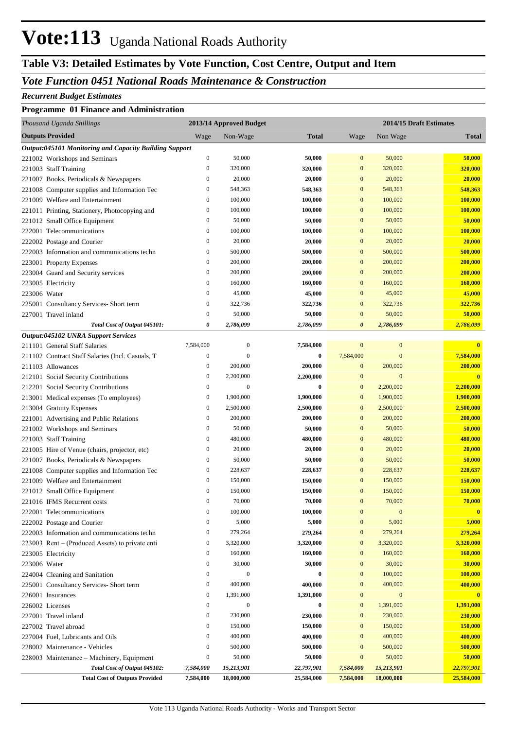# Vote:113 Uganda National Roads Authority

## Table V3: Detailed Estimates by Vote Function, Cost Centre, Output and Item

### *Vote Function 0451 National Roads Maintenance & Construction*

*Recurrent Budget Estimates*

**Programme 01 Finance and Administration**

| *Thousand Uganda Shillings* | 2013/14 Approved Budget | | | 2014/15 Draft Estimates | | |
|---|---|---|---|---|---|---|
| **Outputs Provided** | Wage | Non-Wage | **Total** | Wage | Non Wage | **Total** |
| ***Output:045101 Monitoring and Capacity Building Support*** | | | | | | |
| 221002 Workshops and Seminars | 0 | 50,000 | **50,000** | 0 | 50,000 | **50,000** |
| 221003 Staff Training | 0 | 320,000 | **320,000** | 0 | 320,000 | **320,000** |
| 221007 Books, Periodicals & Newspapers | 0 | 20,000 | **20,000** | 0 | 20,000 | **20,000** |
| 221008 Computer supplies and Information Tec | 0 | 548,363 | **548,363** | 0 | 548,363 | **548,363** |
| 221009 Welfare and Entertainment | 0 | 100,000 | **100,000** | 0 | 100,000 | **100,000** |
| 221011 Printing, Stationery, Photocopying and | 0 | 100,000 | **100,000** | 0 | 100,000 | **100,000** |
| 221012 Small Office Equipment | 0 | 50,000 | **50,000** | 0 | 50,000 | **50,000** |
| 222001 Telecommunications | 0 | 100,000 | **100,000** | 0 | 100,000 | **100,000** |
| 222002 Postage and Courier | 0 | 20,000 | **20,000** | 0 | 20,000 | **20,000** |
| 222003 Information and communications techn | 0 | 500,000 | **500,000** | 0 | 500,000 | **500,000** |
| 223001 Property Expenses | 0 | 200,000 | **200,000** | 0 | 200,000 | **200,000** |
| 223004 Guard and Security services | 0 | 200,000 | **200,000** | 0 | 200,000 | **200,000** |
| 223005 Electricity | 0 | 160,000 | **160,000** | 0 | 160,000 | **160,000** |
| 223006 Water | 0 | 45,000 | **45,000** | 0 | 45,000 | **45,000** |
| 225001 Consultancy Services- Short term | 0 | 322,736 | **322,736** | 0 | 322,736 | **322,736** |
| 227001 Travel inland | 0 | 50,000 | **50,000** | 0 | 50,000 | **50,000** |
| ***Total Cost of Output 045101:*** | ***0*** | ***2,786,099*** | ***2,786,099*** | ***0*** | ***2,786,099*** | ***2,786,099*** |
| ***Output:045102 UNRA Support Services*** | | | | | | |
| 211101 General Staff Salaries | 7,584,000 | 0 | **7,584,000** | 0 | 0 | **0** |
| 211102 Contract Staff Salaries (Incl. Casuals, T | 0 | 0 | **0** | 7,584,000 | 0 | **7,584,000** |
| 211103 Allowances | 0 | 200,000 | **200,000** | 0 | 200,000 | **200,000** |
| 212101 Social Security Contributions | 0 | 2,200,000 | **2,200,000** | 0 | 0 | **0** |
| 212201 Social Security Contributions | 0 | 0 | **0** | 0 | 2,200,000 | **2,200,000** |
| 213001 Medical expenses (To employees) | 0 | 1,900,000 | **1,900,000** | 0 | 1,900,000 | **1,900,000** |
| 213004 Gratuity Expenses | 0 | 2,500,000 | **2,500,000** | 0 | 2,500,000 | **2,500,000** |
| 221001 Advertising and Public Relations | 0 | 200,000 | **200,000** | 0 | 200,000 | **200,000** |
| 221002 Workshops and Seminars | 0 | 50,000 | **50,000** | 0 | 50,000 | **50,000** |
| 221003 Staff Training | 0 | 480,000 | **480,000** | 0 | 480,000 | **480,000** |
| 221005 Hire of Venue (chairs, projector, etc) | 0 | 20,000 | **20,000** | 0 | 20,000 | **20,000** |
| 221007 Books, Periodicals & Newspapers | 0 | 50,000 | **50,000** | 0 | 50,000 | **50,000** |
| 221008 Computer supplies and Information Tec | 0 | 228,637 | **228,637** | 0 | 228,637 | **228,637** |
| 221009 Welfare and Entertainment | 0 | 150,000 | **150,000** | 0 | 150,000 | **150,000** |
| 221012 Small Office Equipment | 0 | 150,000 | **150,000** | 0 | 150,000 | **150,000** |
| 221016 IFMS Recurrent costs | 0 | 70,000 | **70,000** | 0 | 70,000 | **70,000** |
| 222001 Telecommunications | 0 | 100,000 | **100,000** | 0 | 0 | **0** |
| 222002 Postage and Courier | 0 | 5,000 | **5,000** | 0 | 5,000 | **5,000** |
| 222003 Information and communications techn | 0 | 279,264 | **279,264** | 0 | 279,264 | **279,264** |
| 223003 Rent – (Produced Assets) to private enti | 0 | 3,320,000 | **3,320,000** | 0 | 3,320,000 | **3,320,000** |
| 223005 Electricity | 0 | 160,000 | **160,000** | 0 | 160,000 | **160,000** |
| 223006 Water | 0 | 30,000 | **30,000** | 0 | 30,000 | **30,000** |
| 224004 Cleaning and Sanitation | 0 | 0 | **0** | 0 | 100,000 | **100,000** |
| 225001 Consultancy Services- Short term | 0 | 400,000 | **400,000** | 0 | 400,000 | **400,000** |
| 226001 Insurances | 0 | 1,391,000 | **1,391,000** | 0 | 0 | **0** |
| 226002 Licenses | 0 | 0 | **0** | 0 | 1,391,000 | **1,391,000** |
| 227001 Travel inland | 0 | 230,000 | **230,000** | 0 | 230,000 | **230,000** |
| 227002 Travel abroad | 0 | 150,000 | **150,000** | 0 | 150,000 | **150,000** |
| 227004 Fuel, Lubricants and Oils | 0 | 400,000 | **400,000** | 0 | 400,000 | **400,000** |
| 228002 Maintenance - Vehicles | 0 | 500,000 | **500,000** | 0 | 500,000 | **500,000** |
| 228003 Maintenance – Machinery, Equipment | 0 | 50,000 | **50,000** | 0 | 50,000 | **50,000** |
| ***Total Cost of Output 045102:*** | ***7,584,000*** | ***15,213,901*** | ***22,797,901*** | ***7,584,000*** | ***15,213,901*** | ***22,797,901*** |
| **Total Cost of Outputs Provided** | **7,584,000** | **18,000,000** | **25,584,000** | **7,584,000** | **18,000,000** | **25,584,000** |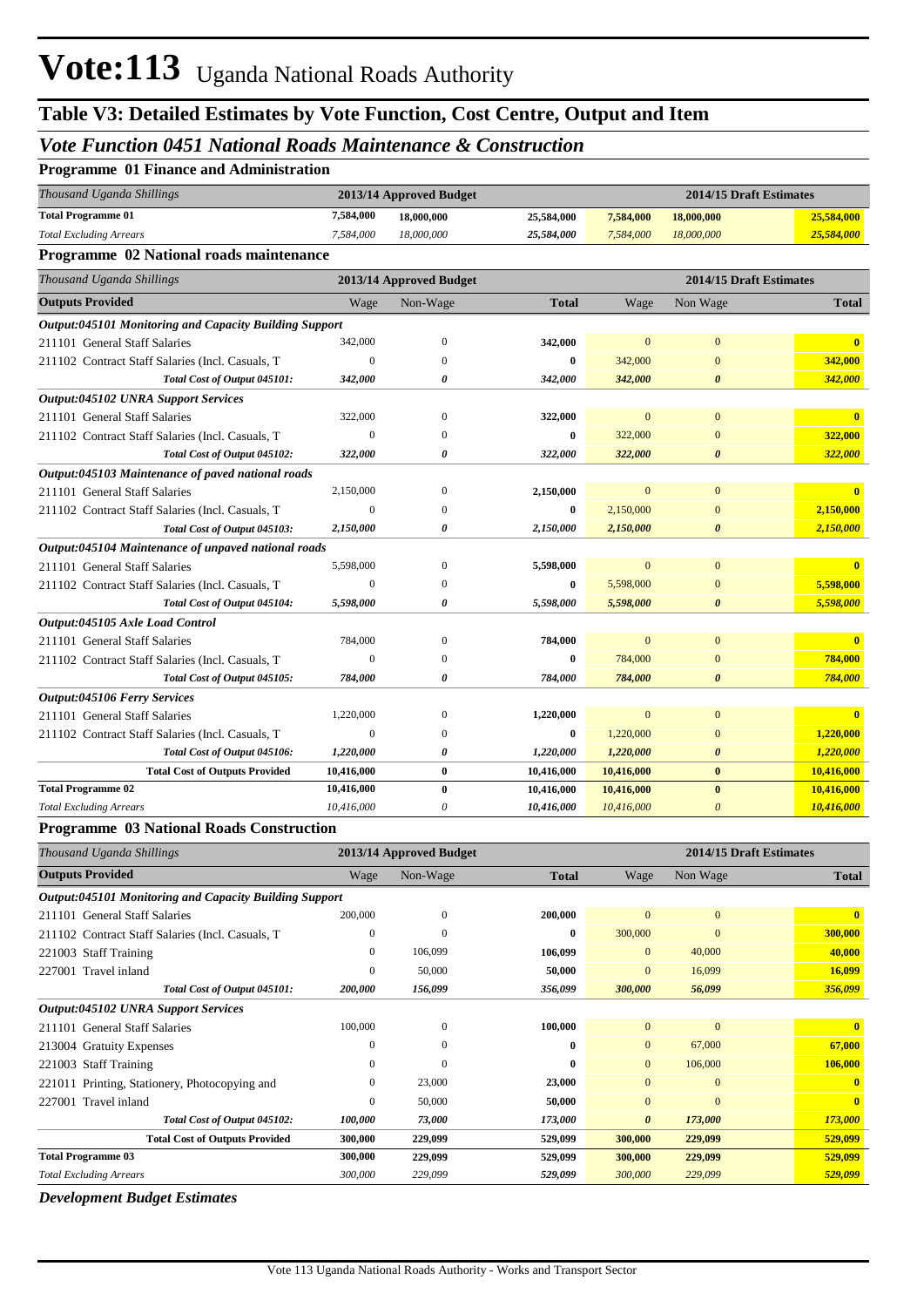# Vote:113 Uganda National Roads Authority

## Table V3: Detailed Estimates by Vote Function, Cost Centre, Output and Item

### *Vote Function 0451 National Roads Maintenance & Construction*

**Programme 01 Finance and Administration**

| *Thousand Uganda Shillings* | 2013/14 Approved Budget | | | 2014/15 Draft Estimates | | |
|---|---|---|---|---|---|---|
| **Total Programme 01** | **7,584,000** | **18,000,000** | **25,584,000** | **7,584,000** | **18,000,000** | **25,584,000** |
| *Total Excluding Arrears* | *7,584,000* | *18,000,000* | *25,584,000* | *7,584,000* | *18,000,000* | *25,584,000* |

**Programme 02 National roads maintenance**

| *Thousand Uganda Shillings* | 2013/14 Approved Budget | | | 2014/15 Draft Estimates | | |
|---|---|---|---|---|---|---|
| **Outputs Provided** | Wage | Non-Wage | **Total** | Wage | Non Wage | **Total** |
| ***Output:045101 Monitoring and Capacity Building Support*** | | | | | | |
| 211101 General Staff Salaries | 342,000 | 0 | **342,000** | 0 | 0 | **0** |
| 211102 Contract Staff Salaries (Incl. Casuals, T | 0 | 0 | **0** | 342,000 | 0 | **342,000** |
| *Total Cost of Output 045101:* | ***342,000*** | ***0*** | ***342,000*** | ***342,000*** | ***0*** | ***342,000*** |
| ***Output:045102 UNRA Support Services*** | | | | | | |
| 211101 General Staff Salaries | 322,000 | 0 | **322,000** | 0 | 0 | **0** |
| 211102 Contract Staff Salaries (Incl. Casuals, T | 0 | 0 | **0** | 322,000 | 0 | **322,000** |
| *Total Cost of Output 045102:* | ***322,000*** | ***0*** | ***322,000*** | ***322,000*** | ***0*** | ***322,000*** |
| ***Output:045103 Maintenance of paved national roads*** | | | | | | |
| 211101 General Staff Salaries | 2,150,000 | 0 | **2,150,000** | 0 | 0 | **0** |
| 211102 Contract Staff Salaries (Incl. Casuals, T | 0 | 0 | **0** | 2,150,000 | 0 | **2,150,000** |
| *Total Cost of Output 045103:* | ***2,150,000*** | ***0*** | ***2,150,000*** | ***2,150,000*** | ***0*** | ***2,150,000*** |
| ***Output:045104 Maintenance of unpaved national roads*** | | | | | | |
| 211101 General Staff Salaries | 5,598,000 | 0 | **5,598,000** | 0 | 0 | **0** |
| 211102 Contract Staff Salaries (Incl. Casuals, T | 0 | 0 | **0** | 5,598,000 | 0 | **5,598,000** |
| *Total Cost of Output 045104:* | ***5,598,000*** | ***0*** | ***5,598,000*** | ***5,598,000*** | ***0*** | ***5,598,000*** |
| ***Output:045105 Axle Load Control*** | | | | | | |
| 211101 General Staff Salaries | 784,000 | 0 | **784,000** | 0 | 0 | **0** |
| 211102 Contract Staff Salaries (Incl. Casuals, T | 0 | 0 | **0** | 784,000 | 0 | **784,000** |
| *Total Cost of Output 045105:* | ***784,000*** | ***0*** | ***784,000*** | ***784,000*** | ***0*** | ***784,000*** |
| ***Output:045106 Ferry Services*** | | | | | | |
| 211101 General Staff Salaries | 1,220,000 | 0 | **1,220,000** | 0 | 0 | **0** |
| 211102 Contract Staff Salaries (Incl. Casuals, T | 0 | 0 | **0** | 1,220,000 | 0 | **1,220,000** |
| *Total Cost of Output 045106:* | ***1,220,000*** | ***0*** | ***1,220,000*** | ***1,220,000*** | ***0*** | ***1,220,000*** |
| **Total Cost of Outputs Provided** | **10,416,000** | **0** | **10,416,000** | **10,416,000** | **0** | **10,416,000** |
| **Total Programme 02** | **10,416,000** | **0** | **10,416,000** | **10,416,000** | **0** | **10,416,000** |
| *Total Excluding Arrears* | *10,416,000* | *0* | *10,416,000* | *10,416,000* | *0* | *10,416,000* |

**Programme 03 National Roads Construction**

| *Thousand Uganda Shillings* | 2013/14 Approved Budget | | | 2014/15 Draft Estimates | | |
|---|---|---|---|---|---|---|
| **Outputs Provided** | Wage | Non-Wage | **Total** | Wage | Non Wage | **Total** |
| ***Output:045101 Monitoring and Capacity Building Support*** | | | | | | |
| 211101 General Staff Salaries | 200,000 | 0 | **200,000** | 0 | 0 | **0** |
| 211102 Contract Staff Salaries (Incl. Casuals, T | 0 | 0 | **0** | 300,000 | 0 | **300,000** |
| 221003 Staff Training | 0 | 106,099 | **106,099** | 0 | 40,000 | **40,000** |
| 227001 Travel inland | 0 | 50,000 | **50,000** | 0 | 16,099 | **16,099** |
| *Total Cost of Output 045101:* | ***200,000*** | ***156,099*** | ***356,099*** | ***300,000*** | ***56,099*** | ***356,099*** |
| ***Output:045102 UNRA Support Services*** | | | | | | |
| 211101 General Staff Salaries | 100,000 | 0 | **100,000** | 0 | 0 | **0** |
| 213004 Gratuity Expenses | 0 | 0 | **0** | 0 | 67,000 | **67,000** |
| 221003 Staff Training | 0 | 0 | **0** | 0 | 106,000 | **106,000** |
| 221011 Printing, Stationery, Photocopying and | 0 | 23,000 | **23,000** | 0 | 0 | **0** |
| 227001 Travel inland | 0 | 50,000 | **50,000** | 0 | 0 | **0** |
| *Total Cost of Output 045102:* | ***100,000*** | ***73,000*** | ***173,000*** | ***0*** | ***173,000*** | ***173,000*** |
| **Total Cost of Outputs Provided** | **300,000** | **229,099** | **529,099** | **300,000** | **229,099** | **529,099** |
| **Total Programme 03** | **300,000** | **229,099** | **529,099** | **300,000** | **229,099** | **529,099** |
| *Total Excluding Arrears* | *300,000* | *229,099* | *529,099* | *300,000* | *229,099* | *529,099* |

***Development Budget Estimates***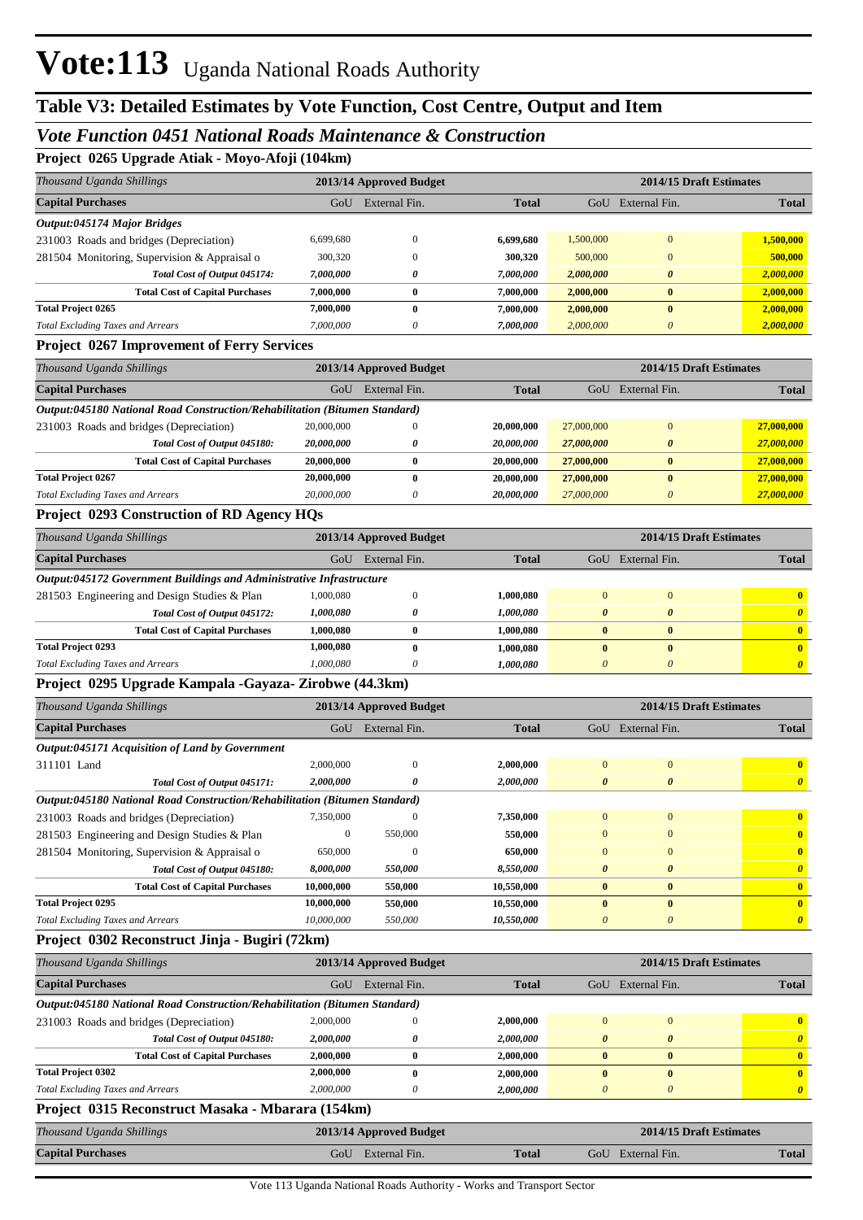# Vote:113 Uganda National Roads Authority

## Table V3: Detailed Estimates by Vote Function, Cost Centre, Output and Item

### *Vote Function 0451 National Roads Maintenance & Construction*

**Project 0265 Upgrade Atiak - Moyo-Afoji (104km)**

| *Thousand Uganda Shillings* | 2013/14 Approved Budget | | | 2014/15 Draft Estimates | | |
|---|---|---|---|---|---|---|
| **Capital Purchases** | GoU | External Fin. | **Total** | GoU | External Fin. | **Total** |
| ***Output:045174 Major Bridges*** | | | | | | |
| 231003 Roads and bridges (Depreciation) | 6,699,680 | 0 | **6,699,680** | 1,500,000 | 0 | **1,500,000** |
| 281504 Monitoring, Supervision & Appraisal o | 300,320 | 0 | **300,320** | 500,000 | 0 | **500,000** |
| ***Total Cost of Output 045174:*** | ***7,000,000*** | ***0*** | ***7,000,000*** | ***2,000,000*** | ***0*** | ***2,000,000*** |
| **Total Cost of Capital Purchases** | **7,000,000** | **0** | **7,000,000** | **2,000,000** | **0** | **2,000,000** |
| **Total Project 0265** | **7,000,000** | **0** | **7,000,000** | **2,000,000** | **0** | **2,000,000** |
| *Total Excluding Taxes and Arrears* | *7,000,000* | *0* | ***7,000,000*** | *2,000,000* | *0* | ***2,000,000*** |

**Project 0267 Improvement of Ferry Services**

| *Thousand Uganda Shillings* | 2013/14 Approved Budget | | | 2014/15 Draft Estimates | | |
|---|---|---|---|---|---|---|
| **Capital Purchases** | GoU | External Fin. | **Total** | GoU | External Fin. | **Total** |
| ***Output:045180 National Road Construction/Rehabilitation (Bitumen Standard)*** | | | | | | |
| 231003 Roads and bridges (Depreciation) | 20,000,000 | 0 | **20,000,000** | 27,000,000 | 0 | **27,000,000** |
| ***Total Cost of Output 045180:*** | ***20,000,000*** | ***0*** | ***20,000,000*** | ***27,000,000*** | ***0*** | ***27,000,000*** |
| **Total Cost of Capital Purchases** | **20,000,000** | **0** | **20,000,000** | **27,000,000** | **0** | **27,000,000** |
| **Total Project 0267** | **20,000,000** | **0** | **20,000,000** | **27,000,000** | **0** | **27,000,000** |
| *Total Excluding Taxes and Arrears* | *20,000,000* | *0* | ***20,000,000*** | *27,000,000* | *0* | ***27,000,000*** |

**Project 0293 Construction of RD Agency HQs**

| *Thousand Uganda Shillings* | 2013/14 Approved Budget | | | 2014/15 Draft Estimates | | |
|---|---|---|---|---|---|---|
| **Capital Purchases** | GoU | External Fin. | **Total** | GoU | External Fin. | **Total** |
| ***Output:045172 Government Buildings and Administrative Infrastructure*** | | | | | | |
| 281503 Engineering and Design Studies & Plan | 1,000,080 | 0 | **1,000,080** | 0 | 0 | **0** |
| ***Total Cost of Output 045172:*** | ***1,000,080*** | ***0*** | ***1,000,080*** | ***0*** | ***0*** | ***0*** |
| **Total Cost of Capital Purchases** | **1,000,080** | **0** | **1,000,080** | **0** | **0** | **0** |
| **Total Project 0293** | **1,000,080** | **0** | **1,000,080** | **0** | **0** | **0** |
| *Total Excluding Taxes and Arrears* | *1,000,080* | *0* | ***1,000,080*** | *0* | *0* | ***0*** |

**Project 0295 Upgrade Kampala -Gayaza- Zirobwe (44.3km)**

| *Thousand Uganda Shillings* | 2013/14 Approved Budget | | | 2014/15 Draft Estimates | | |
|---|---|---|---|---|---|---|
| **Capital Purchases** | GoU | External Fin. | **Total** | GoU | External Fin. | **Total** |
| ***Output:045171 Acquisition of Land by Government*** | | | | | | |
| 311101 Land | 2,000,000 | 0 | **2,000,000** | 0 | 0 | **0** |
| ***Total Cost of Output 045171:*** | ***2,000,000*** | ***0*** | ***2,000,000*** | ***0*** | ***0*** | ***0*** |
| ***Output:045180 National Road Construction/Rehabilitation (Bitumen Standard)*** | | | | | | |
| 231003 Roads and bridges (Depreciation) | 7,350,000 | 0 | **7,350,000** | 0 | 0 | **0** |
| 281503 Engineering and Design Studies & Plan | 0 | 550,000 | **550,000** | 0 | 0 | **0** |
| 281504 Monitoring, Supervision & Appraisal o | 650,000 | 0 | **650,000** | 0 | 0 | **0** |
| ***Total Cost of Output 045180:*** | ***8,000,000*** | ***550,000*** | ***8,550,000*** | ***0*** | ***0*** | ***0*** |
| **Total Cost of Capital Purchases** | **10,000,000** | **550,000** | **10,550,000** | **0** | **0** | **0** |
| **Total Project 0295** | **10,000,000** | **550,000** | **10,550,000** | **0** | **0** | **0** |
| *Total Excluding Taxes and Arrears* | *10,000,000* | *550,000* | ***10,550,000*** | *0* | *0* | ***0*** |

**Project 0302 Reconstruct Jinja - Bugiri (72km)**

| *Thousand Uganda Shillings* | 2013/14 Approved Budget | | | 2014/15 Draft Estimates | | |
|---|---|---|---|---|---|---|
| **Capital Purchases** | GoU | External Fin. | **Total** | GoU | External Fin. | **Total** |
| ***Output:045180 National Road Construction/Rehabilitation (Bitumen Standard)*** | | | | | | |
| 231003 Roads and bridges (Depreciation) | 2,000,000 | 0 | **2,000,000** | 0 | 0 | **0** |
| ***Total Cost of Output 045180:*** | ***2,000,000*** | ***0*** | ***2,000,000*** | ***0*** | ***0*** | ***0*** |
| **Total Cost of Capital Purchases** | **2,000,000** | **0** | **2,000,000** | **0** | **0** | **0** |
| **Total Project 0302** | **2,000,000** | **0** | **2,000,000** | **0** | **0** | **0** |
| *Total Excluding Taxes and Arrears* | *2,000,000* | *0* | ***2,000,000*** | *0* | *0* | ***0*** |

**Project 0315 Reconstruct Masaka - Mbarara (154km)**

| *Thousand Uganda Shillings* | 2013/14 Approved Budget | | | 2014/15 Draft Estimates | | |
|---|---|---|---|---|---|---|
| **Capital Purchases** | GoU | External Fin. | **Total** | GoU | External Fin. | **Total** |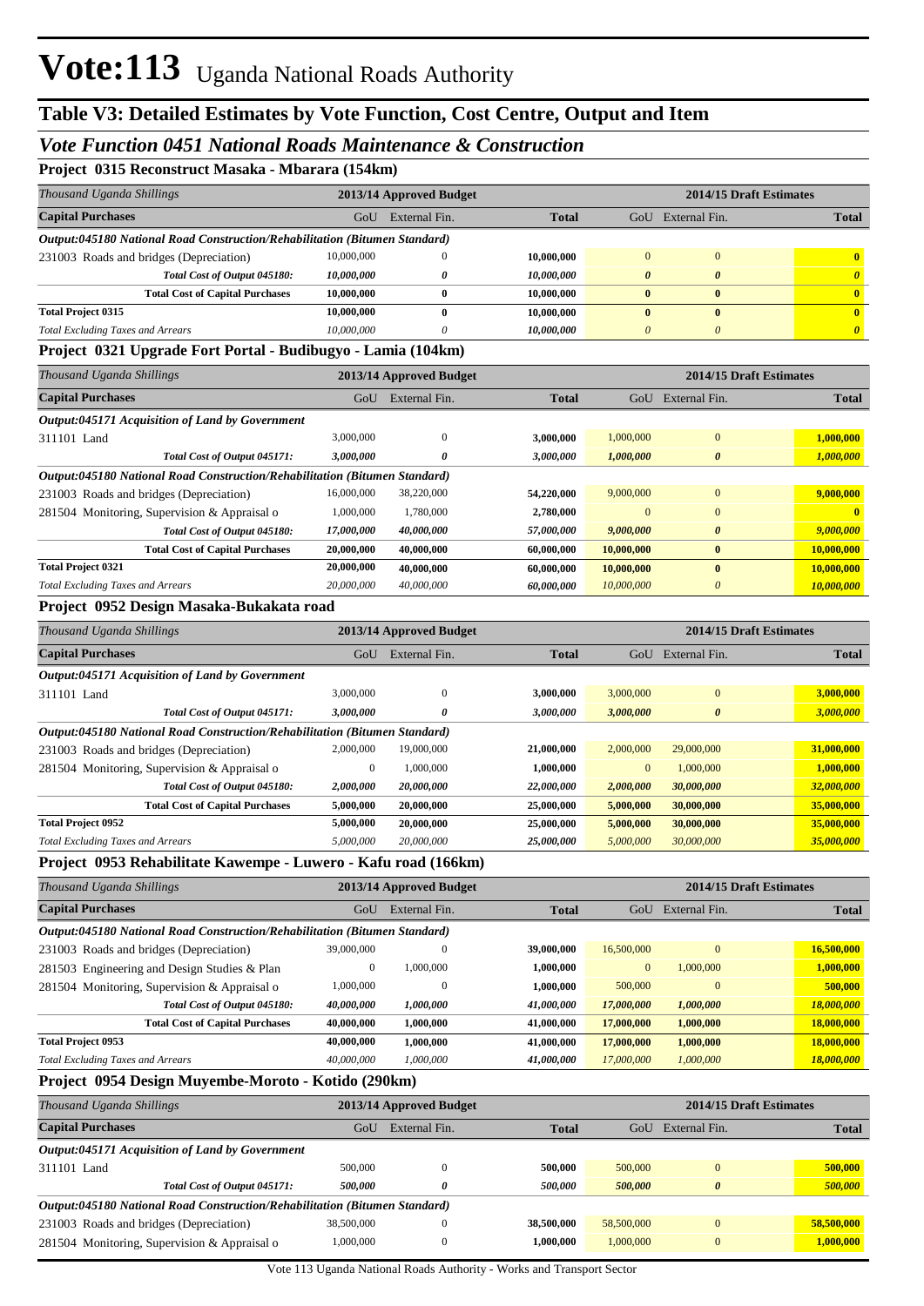# Vote:113 Uganda National Roads Authority

## Table V3: Detailed Estimates by Vote Function, Cost Centre, Output and Item

### *Vote Function 0451 National Roads Maintenance & Construction*

**Project 0315 Reconstruct Masaka - Mbarara (154km)**

| *Thousand Uganda Shillings* | 2013/14 Approved Budget | | | 2014/15 Draft Estimates | | |
|---|---|---|---|---|---|---|
| **Capital Purchases** | GoU | External Fin. | **Total** | GoU | External Fin. | **Total** |
| ***Output:045180 National Road Construction/Rehabilitation (Bitumen Standard)*** | | | | | | |
| 231003 Roads and bridges (Depreciation) | 10,000,000 | 0 | **10,000,000** | 0 | 0 | **0** |
| *Total Cost of Output 045180:* | *10,000,000* | *0* | *10,000,000* | *0* | *0* | *0* |
| **Total Cost of Capital Purchases** | **10,000,000** | **0** | **10,000,000** | **0** | **0** | **0** |
| **Total Project 0315** | **10,000,000** | **0** | **10,000,000** | **0** | **0** | **0** |
| *Total Excluding Taxes and Arrears* | *10,000,000* | *0* | *10,000,000* | *0* | *0* | *0* |

**Project 0321 Upgrade Fort Portal - Budibugyo - Lamia (104km)**

| *Thousand Uganda Shillings* | 2013/14 Approved Budget | | | 2014/15 Draft Estimates | | |
|---|---|---|---|---|---|---|
| **Capital Purchases** | GoU | External Fin. | **Total** | GoU | External Fin. | **Total** |
| ***Output:045171 Acquisition of Land by Government*** | | | | | | |
| 311101 Land | 3,000,000 | 0 | **3,000,000** | 1,000,000 | 0 | **1,000,000** |
| *Total Cost of Output 045171:* | *3,000,000* | *0* | *3,000,000* | *1,000,000* | *0* | *1,000,000* |
| ***Output:045180 National Road Construction/Rehabilitation (Bitumen Standard)*** | | | | | | |
| 231003 Roads and bridges (Depreciation) | 16,000,000 | 38,220,000 | **54,220,000** | 9,000,000 | 0 | **9,000,000** |
| 281504 Monitoring, Supervision & Appraisal o | 1,000,000 | 1,780,000 | **2,780,000** | 0 | 0 | **0** |
| *Total Cost of Output 045180:* | *17,000,000* | *40,000,000* | *57,000,000* | *9,000,000* | *0* | *9,000,000* |
| **Total Cost of Capital Purchases** | **20,000,000** | **40,000,000** | **60,000,000** | **10,000,000** | **0** | **10,000,000** |
| **Total Project 0321** | **20,000,000** | **40,000,000** | **60,000,000** | **10,000,000** | **0** | **10,000,000** |
| *Total Excluding Taxes and Arrears* | *20,000,000* | *40,000,000* | *60,000,000* | *10,000,000* | *0* | *10,000,000* |

**Project 0952 Design Masaka-Bukakata road**

| *Thousand Uganda Shillings* | 2013/14 Approved Budget | | | 2014/15 Draft Estimates | | |
|---|---|---|---|---|---|---|
| **Capital Purchases** | GoU | External Fin. | **Total** | GoU | External Fin. | **Total** |
| ***Output:045171 Acquisition of Land by Government*** | | | | | | |
| 311101 Land | 3,000,000 | 0 | **3,000,000** | 3,000,000 | 0 | **3,000,000** |
| *Total Cost of Output 045171:* | *3,000,000* | *0* | *3,000,000* | *3,000,000* | *0* | *3,000,000* |
| ***Output:045180 National Road Construction/Rehabilitation (Bitumen Standard)*** | | | | | | |
| 231003 Roads and bridges (Depreciation) | 2,000,000 | 19,000,000 | **21,000,000** | 2,000,000 | 29,000,000 | **31,000,000** |
| 281504 Monitoring, Supervision & Appraisal o | 0 | 1,000,000 | **1,000,000** | 0 | 1,000,000 | **1,000,000** |
| *Total Cost of Output 045180:* | *2,000,000* | *20,000,000* | *22,000,000* | *2,000,000* | *30,000,000* | *32,000,000* |
| **Total Cost of Capital Purchases** | **5,000,000** | **20,000,000** | **25,000,000** | **5,000,000** | **30,000,000** | **35,000,000** |
| **Total Project 0952** | **5,000,000** | **20,000,000** | **25,000,000** | **5,000,000** | **30,000,000** | **35,000,000** |
| *Total Excluding Taxes and Arrears* | *5,000,000* | *20,000,000* | *25,000,000* | *5,000,000* | *30,000,000* | *35,000,000* |

**Project 0953 Rehabilitate Kawempe - Luwero - Kafu road (166km)**

| *Thousand Uganda Shillings* | 2013/14 Approved Budget | | | 2014/15 Draft Estimates | | |
|---|---|---|---|---|---|---|
| **Capital Purchases** | GoU | External Fin. | **Total** | GoU | External Fin. | **Total** |
| ***Output:045180 National Road Construction/Rehabilitation (Bitumen Standard)*** | | | | | | |
| 231003 Roads and bridges (Depreciation) | 39,000,000 | 0 | **39,000,000** | 16,500,000 | 0 | **16,500,000** |
| 281503 Engineering and Design Studies & Plan | 0 | 1,000,000 | **1,000,000** | 0 | 1,000,000 | **1,000,000** |
| 281504 Monitoring, Supervision & Appraisal o | 1,000,000 | 0 | **1,000,000** | 500,000 | 0 | **500,000** |
| *Total Cost of Output 045180:* | *40,000,000* | *1,000,000* | *41,000,000* | *17,000,000* | *1,000,000* | *18,000,000* |
| **Total Cost of Capital Purchases** | **40,000,000** | **1,000,000** | **41,000,000** | **17,000,000** | **1,000,000** | **18,000,000** |
| **Total Project 0953** | **40,000,000** | **1,000,000** | **41,000,000** | **17,000,000** | **1,000,000** | **18,000,000** |
| *Total Excluding Taxes and Arrears* | *40,000,000* | *1,000,000* | *41,000,000* | *17,000,000* | *1,000,000* | *18,000,000* |

**Project 0954 Design Muyembe-Moroto - Kotido (290km)**

| *Thousand Uganda Shillings* | 2013/14 Approved Budget | | | 2014/15 Draft Estimates | | |
|---|---|---|---|---|---|---|
| **Capital Purchases** | GoU | External Fin. | **Total** | GoU | External Fin. | **Total** |
| ***Output:045171 Acquisition of Land by Government*** | | | | | | |
| 311101 Land | 500,000 | 0 | **500,000** | 500,000 | 0 | **500,000** |
| *Total Cost of Output 045171:* | *500,000* | *0* | *500,000* | *500,000* | *0* | *500,000* |
| ***Output:045180 National Road Construction/Rehabilitation (Bitumen Standard)*** | | | | | | |
| 231003 Roads and bridges (Depreciation) | 38,500,000 | 0 | **38,500,000** | 58,500,000 | 0 | **58,500,000** |
| 281504 Monitoring, Supervision & Appraisal o | 1,000,000 | 0 | **1,000,000** | 1,000,000 | 0 | **1,000,000** |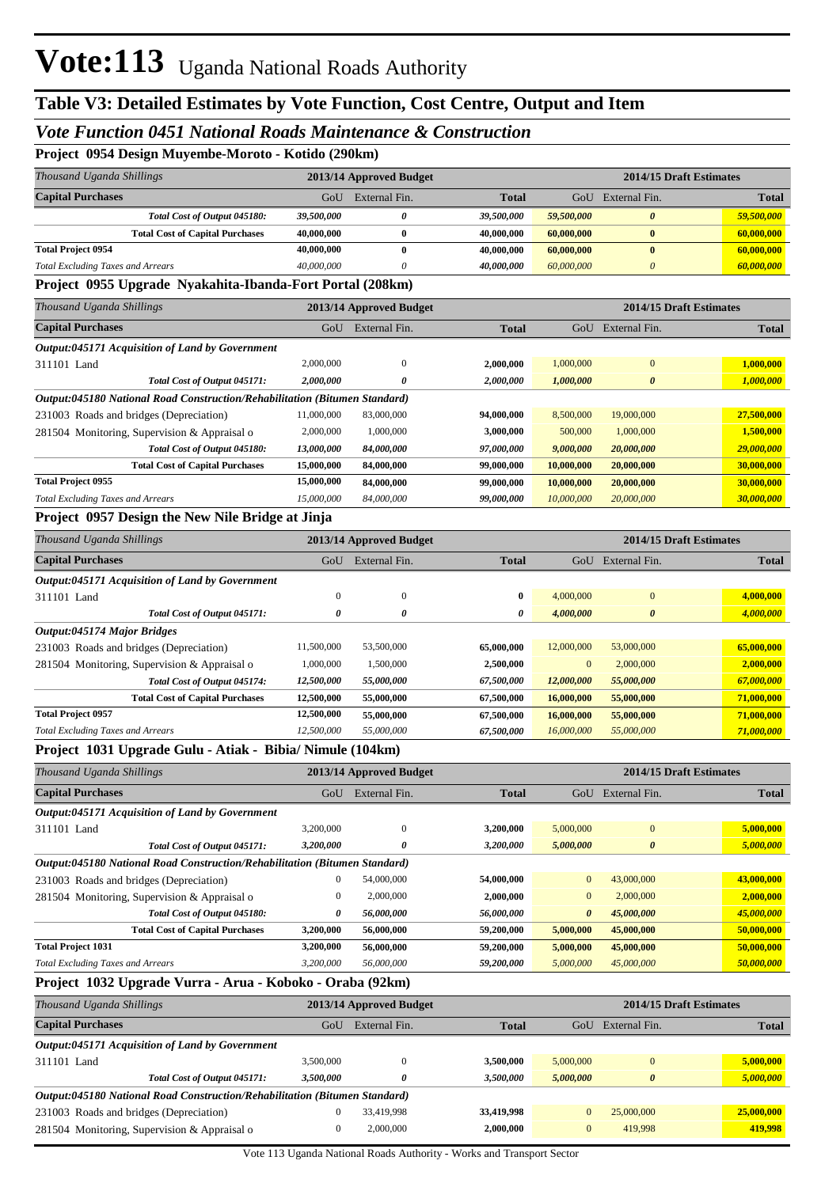# Vote:113 Uganda National Roads Authority

## Table V3: Detailed Estimates by Vote Function, Cost Centre, Output and Item

### *Vote Function 0451 National Roads Maintenance & Construction*

**Project 0954 Design Muyembe-Moroto - Kotido (290km)**

| *Thousand Uganda Shillings* | 2013/14 Approved Budget | | | 2014/15 Draft Estimates | | |
|---|---|---|---|---|---|---|
| **Capital Purchases** | GoU | External Fin. | **Total** | GoU | External Fin. | **Total** |
| ***Total Cost of Output 045180:*** | ***39,500,000*** | ***0*** | ***39,500,000*** | ***59,500,000*** | ***0*** | ***59,500,000*** |
| **Total Cost of Capital Purchases** | **40,000,000** | **0** | **40,000,000** | **60,000,000** | **0** | **60,000,000** |
| **Total Project 0954** | **40,000,000** | **0** | **40,000,000** | **60,000,000** | **0** | **60,000,000** |
| *Total Excluding Taxes and Arrears* | *40,000,000* | *0* | ***40,000,000*** | *60,000,000* | *0* | ***60,000,000*** |

**Project 0955 Upgrade Nyakahita-Ibanda-Fort Portal (208km)**

| *Thousand Uganda Shillings* | 2013/14 Approved Budget | | | 2014/15 Draft Estimates | | |
|---|---|---|---|---|---|---|
| **Capital Purchases** | GoU | External Fin. | **Total** | GoU | External Fin. | **Total** |
| ***Output:045171 Acquisition of Land by Government*** | | | | | | |
| 311101 Land | 2,000,000 | 0 | **2,000,000** | 1,000,000 | 0 | **1,000,000** |
| ***Total Cost of Output 045171:*** | ***2,000,000*** | ***0*** | ***2,000,000*** | ***1,000,000*** | ***0*** | ***1,000,000*** |
| ***Output:045180 National Road Construction/Rehabilitation (Bitumen Standard)*** | | | | | | |
| 231003 Roads and bridges (Depreciation) | 11,000,000 | 83,000,000 | **94,000,000** | 8,500,000 | 19,000,000 | **27,500,000** |
| 281504 Monitoring, Supervision & Appraisal o | 2,000,000 | 1,000,000 | **3,000,000** | 500,000 | 1,000,000 | **1,500,000** |
| ***Total Cost of Output 045180:*** | ***13,000,000*** | ***84,000,000*** | ***97,000,000*** | ***9,000,000*** | ***20,000,000*** | ***29,000,000*** |
| **Total Cost of Capital Purchases** | **15,000,000** | **84,000,000** | **99,000,000** | **10,000,000** | **20,000,000** | **30,000,000** |
| **Total Project 0955** | **15,000,000** | **84,000,000** | **99,000,000** | **10,000,000** | **20,000,000** | **30,000,000** |
| *Total Excluding Taxes and Arrears* | *15,000,000* | *84,000,000* | ***99,000,000*** | *10,000,000* | *20,000,000* | ***30,000,000*** |

**Project 0957 Design the New Nile Bridge at Jinja**

| *Thousand Uganda Shillings* | 2013/14 Approved Budget | | | 2014/15 Draft Estimates | | |
|---|---|---|---|---|---|---|
| **Capital Purchases** | GoU | External Fin. | **Total** | GoU | External Fin. | **Total** |
| ***Output:045171 Acquisition of Land by Government*** | | | | | | |
| 311101 Land | 0 | 0 | **0** | 4,000,000 | 0 | **4,000,000** |
| ***Total Cost of Output 045171:*** | ***0*** | ***0*** | ***0*** | ***4,000,000*** | ***0*** | ***4,000,000*** |
| ***Output:045174 Major Bridges*** | | | | | | |
| 231003 Roads and bridges (Depreciation) | 11,500,000 | 53,500,000 | **65,000,000** | 12,000,000 | 53,000,000 | **65,000,000** |
| 281504 Monitoring, Supervision & Appraisal o | 1,000,000 | 1,500,000 | **2,500,000** | 0 | 2,000,000 | **2,000,000** |
| ***Total Cost of Output 045174:*** | ***12,500,000*** | ***55,000,000*** | ***67,500,000*** | ***12,000,000*** | ***55,000,000*** | ***67,000,000*** |
| **Total Cost of Capital Purchases** | **12,500,000** | **55,000,000** | **67,500,000** | **16,000,000** | **55,000,000** | **71,000,000** |
| **Total Project 0957** | **12,500,000** | **55,000,000** | **67,500,000** | **16,000,000** | **55,000,000** | **71,000,000** |
| *Total Excluding Taxes and Arrears* | *12,500,000* | *55,000,000* | ***67,500,000*** | *16,000,000* | *55,000,000* | ***71,000,000*** |

**Project 1031 Upgrade Gulu - Atiak - Bibia/ Nimule (104km)**

| *Thousand Uganda Shillings* | 2013/14 Approved Budget | | | 2014/15 Draft Estimates | | |
|---|---|---|---|---|---|---|
| **Capital Purchases** | GoU | External Fin. | **Total** | GoU | External Fin. | **Total** |
| ***Output:045171 Acquisition of Land by Government*** | | | | | | |
| 311101 Land | 3,200,000 | 0 | **3,200,000** | 5,000,000 | 0 | **5,000,000** |
| ***Total Cost of Output 045171:*** | ***3,200,000*** | ***0*** | ***3,200,000*** | ***5,000,000*** | ***0*** | ***5,000,000*** |
| ***Output:045180 National Road Construction/Rehabilitation (Bitumen Standard)*** | | | | | | |
| 231003 Roads and bridges (Depreciation) | 0 | 54,000,000 | **54,000,000** | 0 | 43,000,000 | **43,000,000** |
| 281504 Monitoring, Supervision & Appraisal o | 0 | 2,000,000 | **2,000,000** | 0 | 2,000,000 | **2,000,000** |
| ***Total Cost of Output 045180:*** | ***0*** | ***56,000,000*** | ***56,000,000*** | ***0*** | ***45,000,000*** | ***45,000,000*** |
| **Total Cost of Capital Purchases** | **3,200,000** | **56,000,000** | **59,200,000** | **5,000,000** | **45,000,000** | **50,000,000** |
| **Total Project 1031** | **3,200,000** | **56,000,000** | **59,200,000** | **5,000,000** | **45,000,000** | **50,000,000** |
| *Total Excluding Taxes and Arrears* | *3,200,000* | *56,000,000* | ***59,200,000*** | *5,000,000* | *45,000,000* | ***50,000,000*** |

**Project 1032 Upgrade Vurra - Arua - Koboko - Oraba (92km)**

| *Thousand Uganda Shillings* | 2013/14 Approved Budget | | | 2014/15 Draft Estimates | | |
|---|---|---|---|---|---|---|
| **Capital Purchases** | GoU | External Fin. | **Total** | GoU | External Fin. | **Total** |
| ***Output:045171 Acquisition of Land by Government*** | | | | | | |
| 311101 Land | 3,500,000 | 0 | **3,500,000** | 5,000,000 | 0 | **5,000,000** |
| ***Total Cost of Output 045171:*** | ***3,500,000*** | ***0*** | ***3,500,000*** | ***5,000,000*** | ***0*** | ***5,000,000*** |
| ***Output:045180 National Road Construction/Rehabilitation (Bitumen Standard)*** | | | | | | |
| 231003 Roads and bridges (Depreciation) | 0 | 33,419,998 | **33,419,998** | 0 | 25,000,000 | **25,000,000** |
| 281504 Monitoring, Supervision & Appraisal o | 0 | 2,000,000 | **2,000,000** | 0 | 419,998 | **419,998** |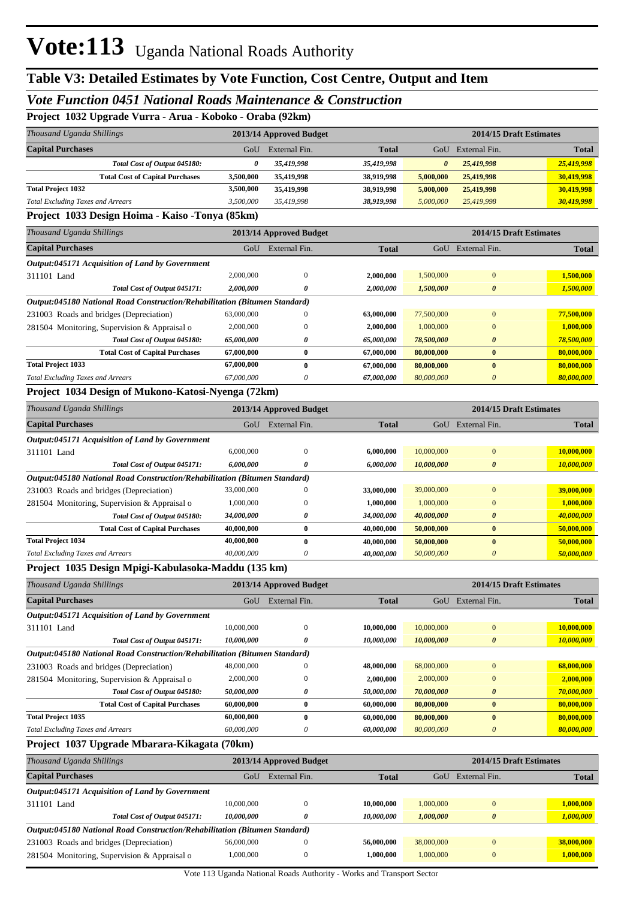# Vote:113 Uganda National Roads Authority

## Table V3: Detailed Estimates by Vote Function, Cost Centre, Output and Item

### *Vote Function 0451 National Roads Maintenance & Construction*

**Project 1032 Upgrade Vurra - Arua - Koboko - Oraba (92km)**

| *Thousand Uganda Shillings* | 2013/14 Approved Budget | | | 2014/15 Draft Estimates | | |
|---|---|---|---|---|---|---|
| **Capital Purchases** | GoU | External Fin. | **Total** | GoU | External Fin. | **Total** |
| ***Total Cost of Output 045180:*** | ***0*** | ***35,419,998*** | ***35,419,998*** | ***0*** | ***25,419,998*** | ***25,419,998*** |
| **Total Cost of Capital Purchases** | **3,500,000** | **35,419,998** | **38,919,998** | **5,000,000** | **25,419,998** | **30,419,998** |
| **Total Project 1032** | **3,500,000** | **35,419,998** | **38,919,998** | **5,000,000** | **25,419,998** | **30,419,998** |
| *Total Excluding Taxes and Arrears* | *3,500,000* | *35,419,998* | ***38,919,998*** | *5,000,000* | *25,419,998* | ***30,419,998*** |

**Project 1033 Design Hoima - Kaiso -Tonya (85km)**

| *Thousand Uganda Shillings* | 2013/14 Approved Budget | | | 2014/15 Draft Estimates | | |
|---|---|---|---|---|---|---|
| **Capital Purchases** | GoU | External Fin. | **Total** | GoU | External Fin. | **Total** |
| ***Output:045171 Acquisition of Land by Government*** | | | | | | |
| 311101 Land | 2,000,000 | 0 | **2,000,000** | 1,500,000 | 0 | **1,500,000** |
| ***Total Cost of Output 045171:*** | ***2,000,000*** | ***0*** | ***2,000,000*** | ***1,500,000*** | ***0*** | ***1,500,000*** |
| ***Output:045180 National Road Construction/Rehabilitation (Bitumen Standard)*** | | | | | | |
| 231003 Roads and bridges (Depreciation) | 63,000,000 | 0 | **63,000,000** | 77,500,000 | 0 | **77,500,000** |
| 281504 Monitoring, Supervision & Appraisal o | 2,000,000 | 0 | **2,000,000** | 1,000,000 | 0 | **1,000,000** |
| ***Total Cost of Output 045180:*** | ***65,000,000*** | ***0*** | ***65,000,000*** | ***78,500,000*** | ***0*** | ***78,500,000*** |
| **Total Cost of Capital Purchases** | **67,000,000** | **0** | **67,000,000** | **80,000,000** | **0** | **80,000,000** |
| **Total Project 1033** | **67,000,000** | **0** | **67,000,000** | **80,000,000** | **0** | **80,000,000** |
| *Total Excluding Taxes and Arrears* | *67,000,000* | *0* | ***67,000,000*** | *80,000,000* | *0* | ***80,000,000*** |

**Project 1034 Design of Mukono-Katosi-Nyenga (72km)**

| *Thousand Uganda Shillings* | 2013/14 Approved Budget | | | 2014/15 Draft Estimates | | |
|---|---|---|---|---|---|---|
| **Capital Purchases** | GoU | External Fin. | **Total** | GoU | External Fin. | **Total** |
| ***Output:045171 Acquisition of Land by Government*** | | | | | | |
| 311101 Land | 6,000,000 | 0 | **6,000,000** | 10,000,000 | 0 | **10,000,000** |
| ***Total Cost of Output 045171:*** | ***6,000,000*** | ***0*** | ***6,000,000*** | ***10,000,000*** | ***0*** | ***10,000,000*** |
| ***Output:045180 National Road Construction/Rehabilitation (Bitumen Standard)*** | | | | | | |
| 231003 Roads and bridges (Depreciation) | 33,000,000 | 0 | **33,000,000** | 39,000,000 | 0 | **39,000,000** |
| 281504 Monitoring, Supervision & Appraisal o | 1,000,000 | 0 | **1,000,000** | 1,000,000 | 0 | **1,000,000** |
| ***Total Cost of Output 045180:*** | ***34,000,000*** | ***0*** | ***34,000,000*** | ***40,000,000*** | ***0*** | ***40,000,000*** |
| **Total Cost of Capital Purchases** | **40,000,000** | **0** | **40,000,000** | **50,000,000** | **0** | **50,000,000** |
| **Total Project 1034** | **40,000,000** | **0** | **40,000,000** | **50,000,000** | **0** | **50,000,000** |
| *Total Excluding Taxes and Arrears* | *40,000,000* | *0* | ***40,000,000*** | *50,000,000* | *0* | ***50,000,000*** |

**Project 1035 Design Mpigi-Kabulasoka-Maddu (135 km)**

| *Thousand Uganda Shillings* | 2013/14 Approved Budget | | | 2014/15 Draft Estimates | | |
|---|---|---|---|---|---|---|
| **Capital Purchases** | GoU | External Fin. | **Total** | GoU | External Fin. | **Total** |
| ***Output:045171 Acquisition of Land by Government*** | | | | | | |
| 311101 Land | 10,000,000 | 0 | **10,000,000** | 10,000,000 | 0 | **10,000,000** |
| ***Total Cost of Output 045171:*** | ***10,000,000*** | ***0*** | ***10,000,000*** | ***10,000,000*** | ***0*** | ***10,000,000*** |
| ***Output:045180 National Road Construction/Rehabilitation (Bitumen Standard)*** | | | | | | |
| 231003 Roads and bridges (Depreciation) | 48,000,000 | 0 | **48,000,000** | 68,000,000 | 0 | **68,000,000** |
| 281504 Monitoring, Supervision & Appraisal o | 2,000,000 | 0 | **2,000,000** | 2,000,000 | 0 | **2,000,000** |
| ***Total Cost of Output 045180:*** | ***50,000,000*** | ***0*** | ***50,000,000*** | ***70,000,000*** | ***0*** | ***70,000,000*** |
| **Total Cost of Capital Purchases** | **60,000,000** | **0** | **60,000,000** | **80,000,000** | **0** | **80,000,000** |
| **Total Project 1035** | **60,000,000** | **0** | **60,000,000** | **80,000,000** | **0** | **80,000,000** |
| *Total Excluding Taxes and Arrears* | *60,000,000* | *0* | ***60,000,000*** | *80,000,000* | *0* | ***80,000,000*** |

**Project 1037 Upgrade Mbarara-Kikagata (70km)**

| *Thousand Uganda Shillings* | 2013/14 Approved Budget | | | 2014/15 Draft Estimates | | |
|---|---|---|---|---|---|---|
| **Capital Purchases** | GoU | External Fin. | **Total** | GoU | External Fin. | **Total** |
| ***Output:045171 Acquisition of Land by Government*** | | | | | | |
| 311101 Land | 10,000,000 | 0 | **10,000,000** | 1,000,000 | 0 | **1,000,000** |
| ***Total Cost of Output 045171:*** | ***10,000,000*** | ***0*** | ***10,000,000*** | ***1,000,000*** | ***0*** | ***1,000,000*** |
| ***Output:045180 National Road Construction/Rehabilitation (Bitumen Standard)*** | | | | | | |
| 231003 Roads and bridges (Depreciation) | 56,000,000 | 0 | **56,000,000** | 38,000,000 | 0 | **38,000,000** |
| 281504 Monitoring, Supervision & Appraisal o | 1,000,000 | 0 | **1,000,000** | 1,000,000 | 0 | **1,000,000** |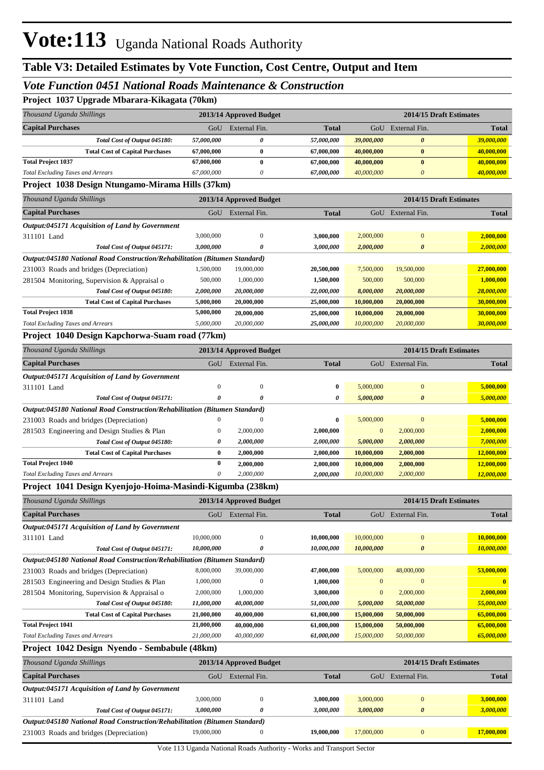# Vote:113 Uganda National Roads Authority

## Table V3: Detailed Estimates by Vote Function, Cost Centre, Output and Item

### *Vote Function 0451 National Roads Maintenance & Construction*

**Project 1037 Upgrade Mbarara-Kikagata (70km)**

| *Thousand Uganda Shillings* | 2013/14 Approved Budget | | | 2014/15 Draft Estimates | | |
|---|---|---|---|---|---|---|
| **Capital Purchases** | GoU | External Fin. | **Total** | GoU | External Fin. | **Total** |
| *Total Cost of Output 045180:* | *57,000,000* | *0* | *57,000,000* | *39,000,000* | *0* | *39,000,000* |
| **Total Cost of Capital Purchases** | **67,000,000** | **0** | **67,000,000** | **40,000,000** | **0** | **40,000,000** |
| **Total Project 1037** | **67,000,000** | **0** | **67,000,000** | **40,000,000** | **0** | **40,000,000** |
| *Total Excluding Taxes and Arrears* | *67,000,000* | *0* | *67,000,000* | *40,000,000* | *0* | *40,000,000* |

**Project 1038 Design Ntungamo-Mirama Hills (37km)**

| *Thousand Uganda Shillings* | 2013/14 Approved Budget | | | 2014/15 Draft Estimates | | |
|---|---|---|---|---|---|---|
| **Capital Purchases** | GoU | External Fin. | **Total** | GoU | External Fin. | **Total** |
| ***Output:045171 Acquisition of Land by Government*** | | | | | | |
| 311101 Land | 3,000,000 | 0 | **3,000,000** | 2,000,000 | 0 | **2,000,000** |
| *Total Cost of Output 045171:* | *3,000,000* | *0* | *3,000,000* | *2,000,000* | *0* | *2,000,000* |
| ***Output:045180 National Road Construction/Rehabilitation (Bitumen Standard)*** | | | | | | |
| 231003 Roads and bridges (Depreciation) | 1,500,000 | 19,000,000 | **20,500,000** | 7,500,000 | 19,500,000 | **27,000,000** |
| 281504 Monitoring, Supervision & Appraisal o | 500,000 | 1,000,000 | **1,500,000** | 500,000 | 500,000 | **1,000,000** |
| *Total Cost of Output 045180:* | *2,000,000* | *20,000,000* | *22,000,000* | *8,000,000* | *20,000,000* | *28,000,000* |
| **Total Cost of Capital Purchases** | **5,000,000** | **20,000,000** | **25,000,000** | **10,000,000** | **20,000,000** | **30,000,000** |
| **Total Project 1038** | **5,000,000** | **20,000,000** | **25,000,000** | **10,000,000** | **20,000,000** | **30,000,000** |
| *Total Excluding Taxes and Arrears* | *5,000,000* | *20,000,000* | *25,000,000* | *10,000,000* | *20,000,000* | *30,000,000* |

**Project 1040 Design Kapchorwa-Suam road (77km)**

| *Thousand Uganda Shillings* | 2013/14 Approved Budget | | | 2014/15 Draft Estimates | | |
|---|---|---|---|---|---|---|
| **Capital Purchases** | GoU | External Fin. | **Total** | GoU | External Fin. | **Total** |
| ***Output:045171 Acquisition of Land by Government*** | | | | | | |
| 311101 Land | 0 | 0 | **0** | 5,000,000 | 0 | **5,000,000** |
| *Total Cost of Output 045171:* | *0* | *0* | *0* | *5,000,000* | *0* | *5,000,000* |
| ***Output:045180 National Road Construction/Rehabilitation (Bitumen Standard)*** | | | | | | |
| 231003 Roads and bridges (Depreciation) | 0 | 0 | **0** | 5,000,000 | 0 | **5,000,000** |
| 281503 Engineering and Design Studies & Plan | 0 | 2,000,000 | **2,000,000** | 0 | 2,000,000 | **2,000,000** |
| *Total Cost of Output 045180:* | *0* | *2,000,000* | *2,000,000* | *5,000,000* | *2,000,000* | *7,000,000* |
| **Total Cost of Capital Purchases** | **0** | **2,000,000** | **2,000,000** | **10,000,000** | **2,000,000** | **12,000,000** |
| **Total Project 1040** | **0** | **2,000,000** | **2,000,000** | **10,000,000** | **2,000,000** | **12,000,000** |
| *Total Excluding Taxes and Arrears* | *0* | *2,000,000* | *2,000,000* | *10,000,000* | *2,000,000* | *12,000,000* |

**Project 1041 Design Kyenjojo-Hoima-Masindi-Kigumba (238km)**

| *Thousand Uganda Shillings* | 2013/14 Approved Budget | | | 2014/15 Draft Estimates | | |
|---|---|---|---|---|---|---|
| **Capital Purchases** | GoU | External Fin. | **Total** | GoU | External Fin. | **Total** |
| ***Output:045171 Acquisition of Land by Government*** | | | | | | |
| 311101 Land | 10,000,000 | 0 | **10,000,000** | 10,000,000 | 0 | **10,000,000** |
| *Total Cost of Output 045171:* | *10,000,000* | *0* | *10,000,000* | *10,000,000* | *0* | *10,000,000* |
| ***Output:045180 National Road Construction/Rehabilitation (Bitumen Standard)*** | | | | | | |
| 231003 Roads and bridges (Depreciation) | 8,000,000 | 39,000,000 | **47,000,000** | 5,000,000 | 48,000,000 | **53,000,000** |
| 281503 Engineering and Design Studies & Plan | 1,000,000 | 0 | **1,000,000** | 0 | 0 | **0** |
| 281504 Monitoring, Supervision & Appraisal o | 2,000,000 | 1,000,000 | **3,000,000** | 0 | 2,000,000 | **2,000,000** |
| *Total Cost of Output 045180:* | *11,000,000* | *40,000,000* | *51,000,000* | *5,000,000* | *50,000,000* | *55,000,000* |
| **Total Cost of Capital Purchases** | **21,000,000** | **40,000,000** | **61,000,000** | **15,000,000** | **50,000,000** | **65,000,000** |
| **Total Project 1041** | **21,000,000** | **40,000,000** | **61,000,000** | **15,000,000** | **50,000,000** | **65,000,000** |
| *Total Excluding Taxes and Arrears* | *21,000,000* | *40,000,000* | *61,000,000* | *15,000,000* | *50,000,000* | *65,000,000* |

**Project 1042 Design Nyendo - Sembabule (48km)**

| *Thousand Uganda Shillings* | 2013/14 Approved Budget | | | 2014/15 Draft Estimates | | |
|---|---|---|---|---|---|---|
| **Capital Purchases** | GoU | External Fin. | **Total** | GoU | External Fin. | **Total** |
| ***Output:045171 Acquisition of Land by Government*** | | | | | | |
| 311101 Land | 3,000,000 | 0 | **3,000,000** | 3,000,000 | 0 | **3,000,000** |
| *Total Cost of Output 045171:* | *3,000,000* | *0* | *3,000,000* | *3,000,000* | *0* | *3,000,000* |
| ***Output:045180 National Road Construction/Rehabilitation (Bitumen Standard)*** | | | | | | |
| 231003 Roads and bridges (Depreciation) | 19,000,000 | 0 | **19,000,000** | 17,000,000 | 0 | **17,000,000** |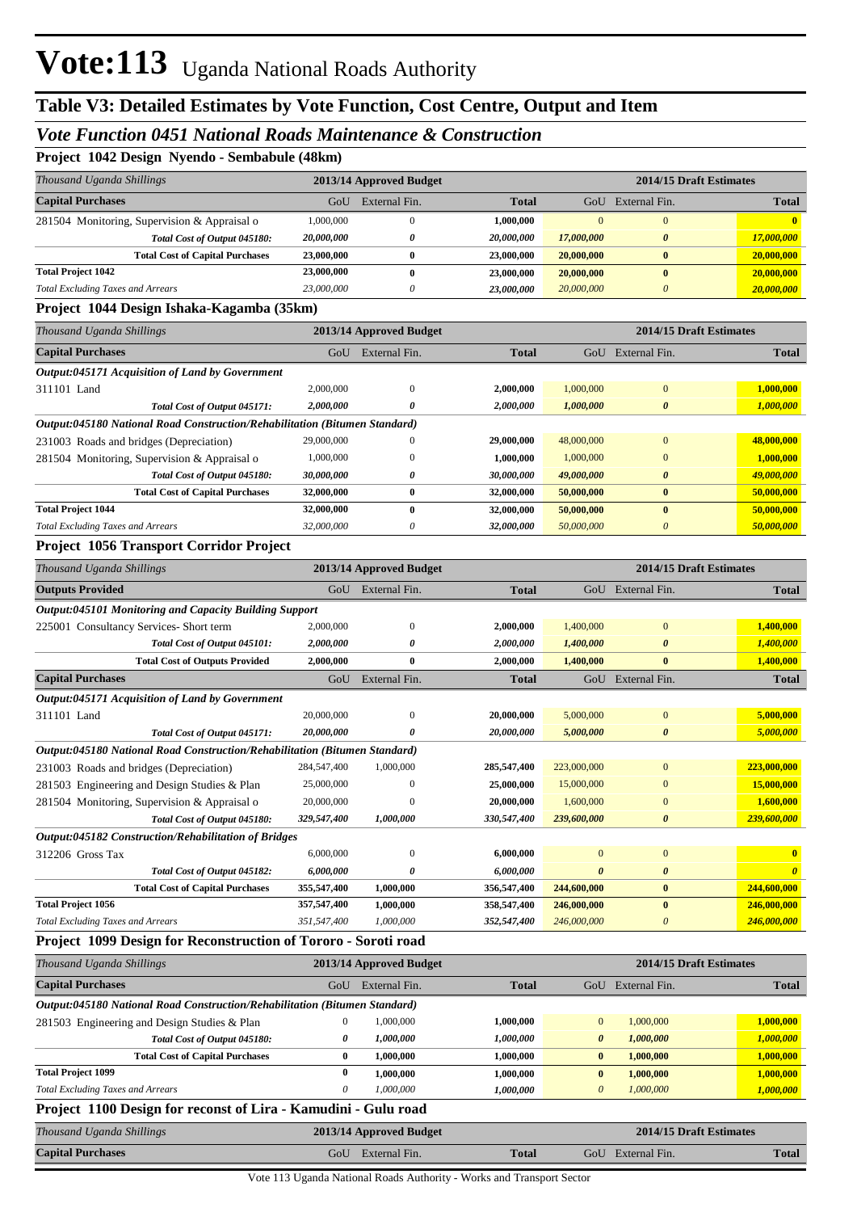# Vote:113 Uganda National Roads Authority

## Table V3: Detailed Estimates by Vote Function, Cost Centre, Output and Item

### *Vote Function 0451 National Roads Maintenance & Construction*

#### Project 1042 Design Nyendo - Sembabule (48km)

| *Thousand Uganda Shillings* | 2013/14 Approved Budget | | | 2014/15 Draft Estimates | | |
|---|---|---|---|---|---|---|
| **Capital Purchases** | GoU | External Fin. | **Total** | GoU | External Fin. | **Total** |
| 281504 Monitoring, Supervision & Appraisal o | 1,000,000 | 0 | **1,000,000** | 0 | 0 | **0** |
| ***Total Cost of Output 045180:*** | ***20,000,000*** | ***0*** | ***20,000,000*** | ***17,000,000*** | ***0*** | ***17,000,000*** |
| **Total Cost of Capital Purchases** | **23,000,000** | **0** | **23,000,000** | **20,000,000** | **0** | **20,000,000** |
| **Total Project 1042** | **23,000,000** | **0** | **23,000,000** | **20,000,000** | **0** | **20,000,000** |
| *Total Excluding Taxes and Arrears* | *23,000,000* | *0* | ***23,000,000*** | *20,000,000* | *0* | ***20,000,000*** |

#### Project 1044 Design Ishaka-Kagamba (35km)

| *Thousand Uganda Shillings* | 2013/14 Approved Budget | | | 2014/15 Draft Estimates | | |
|---|---|---|---|---|---|---|
| **Capital Purchases** | GoU | External Fin. | **Total** | GoU | External Fin. | **Total** |
| ***Output:045171 Acquisition of Land by Government*** | | | | | | |
| 311101 Land | 2,000,000 | 0 | **2,000,000** | 1,000,000 | 0 | **1,000,000** |
| ***Total Cost of Output 045171:*** | ***2,000,000*** | ***0*** | ***2,000,000*** | ***1,000,000*** | ***0*** | ***1,000,000*** |
| ***Output:045180 National Road Construction/Rehabilitation (Bitumen Standard)*** | | | | | | |
| 231003 Roads and bridges (Depreciation) | 29,000,000 | 0 | **29,000,000** | 48,000,000 | 0 | **48,000,000** |
| 281504 Monitoring, Supervision & Appraisal o | 1,000,000 | 0 | **1,000,000** | 1,000,000 | 0 | **1,000,000** |
| ***Total Cost of Output 045180:*** | ***30,000,000*** | ***0*** | ***30,000,000*** | ***49,000,000*** | ***0*** | ***49,000,000*** |
| **Total Cost of Capital Purchases** | **32,000,000** | **0** | **32,000,000** | **50,000,000** | **0** | **50,000,000** |
| **Total Project 1044** | **32,000,000** | **0** | **32,000,000** | **50,000,000** | **0** | **50,000,000** |
| *Total Excluding Taxes and Arrears* | *32,000,000* | *0* | ***32,000,000*** | *50,000,000* | *0* | ***50,000,000*** |

#### Project 1056 Transport Corridor Project

| *Thousand Uganda Shillings* | 2013/14 Approved Budget | | | 2014/15 Draft Estimates | | |
|---|---|---|---|---|---|---|
| **Outputs Provided** | GoU | External Fin. | **Total** | GoU | External Fin. | **Total** |
| ***Output:045101 Monitoring and Capacity Building Support*** | | | | | | |
| 225001 Consultancy Services- Short term | 2,000,000 | 0 | **2,000,000** | 1,400,000 | 0 | **1,400,000** |
| ***Total Cost of Output 045101:*** | ***2,000,000*** | ***0*** | ***2,000,000*** | ***1,400,000*** | ***0*** | ***1,400,000*** |
| **Total Cost of Outputs Provided** | **2,000,000** | **0** | **2,000,000** | **1,400,000** | **0** | **1,400,000** |
| **Capital Purchases** | GoU | External Fin. | **Total** | GoU | External Fin. | **Total** |
| ***Output:045171 Acquisition of Land by Government*** | | | | | | |
| 311101 Land | 20,000,000 | 0 | **20,000,000** | 5,000,000 | 0 | **5,000,000** |
| ***Total Cost of Output 045171:*** | ***20,000,000*** | ***0*** | ***20,000,000*** | ***5,000,000*** | ***0*** | ***5,000,000*** |
| ***Output:045180 National Road Construction/Rehabilitation (Bitumen Standard)*** | | | | | | |
| 231003 Roads and bridges (Depreciation) | 284,547,400 | 1,000,000 | **285,547,400** | 223,000,000 | 0 | **223,000,000** |
| 281503 Engineering and Design Studies & Plan | 25,000,000 | 0 | **25,000,000** | 15,000,000 | 0 | **15,000,000** |
| 281504 Monitoring, Supervision & Appraisal o | 20,000,000 | 0 | **20,000,000** | 1,600,000 | 0 | **1,600,000** |
| ***Total Cost of Output 045180:*** | ***329,547,400*** | ***1,000,000*** | ***330,547,400*** | ***239,600,000*** | ***0*** | ***239,600,000*** |
| ***Output:045182 Construction/Rehabilitation of Bridges*** | | | | | | |
| 312206 Gross Tax | 6,000,000 | 0 | **6,000,000** | 0 | 0 | **0** |
| ***Total Cost of Output 045182:*** | ***6,000,000*** | ***0*** | ***6,000,000*** | ***0*** | ***0*** | ***0*** |
| **Total Cost of Capital Purchases** | **355,547,400** | **1,000,000** | **356,547,400** | **244,600,000** | **0** | **244,600,000** |
| **Total Project 1056** | **357,547,400** | **1,000,000** | **358,547,400** | **246,000,000** | **0** | **246,000,000** |
| *Total Excluding Taxes and Arrears* | *351,547,400* | *1,000,000* | ***352,547,400*** | *246,000,000* | *0* | ***246,000,000*** |

#### Project 1099 Design for Reconstruction of Tororo - Soroti road

| *Thousand Uganda Shillings* | 2013/14 Approved Budget | | | 2014/15 Draft Estimates | | |
|---|---|---|---|---|---|---|
| **Capital Purchases** | GoU | External Fin. | **Total** | GoU | External Fin. | **Total** |
| ***Output:045180 National Road Construction/Rehabilitation (Bitumen Standard)*** | | | | | | |
| 281503 Engineering and Design Studies & Plan | 0 | 1,000,000 | **1,000,000** | 0 | 1,000,000 | **1,000,000** |
| ***Total Cost of Output 045180:*** | ***0*** | ***1,000,000*** | ***1,000,000*** | ***0*** | ***1,000,000*** | ***1,000,000*** |
| **Total Cost of Capital Purchases** | **0** | **1,000,000** | **1,000,000** | **0** | **1,000,000** | **1,000,000** |
| **Total Project 1099** | **0** | **1,000,000** | **1,000,000** | **0** | **1,000,000** | **1,000,000** |
| *Total Excluding Taxes and Arrears* | *0* | *1,000,000* | ***1,000,000*** | *0* | *1,000,000* | ***1,000,000*** |

#### Project 1100 Design for reconst of Lira - Kamudini - Gulu road

| *Thousand Uganda Shillings* | 2013/14 Approved Budget | | | 2014/15 Draft Estimates | | |
|---|---|---|---|---|---|---|
| **Capital Purchases** | GoU | External Fin. | **Total** | GoU | External Fin. | **Total** |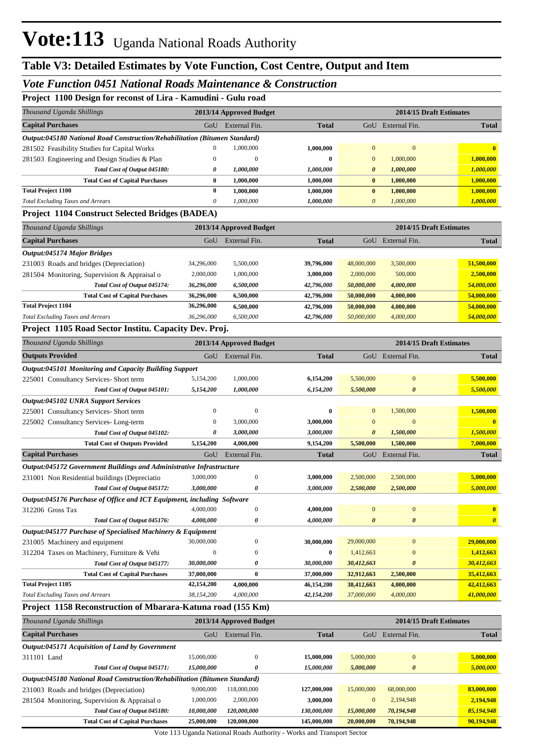# Vote:113 Uganda National Roads Authority

## Table V3: Detailed Estimates by Vote Function, Cost Centre, Output and Item

### *Vote Function 0451 National Roads Maintenance & Construction*

**Project 1100 Design for reconst of Lira - Kamudini - Gulu road**

| *Thousand Uganda Shillings* | 2013/14 Approved Budget | | | 2014/15 Draft Estimates | | |
|---|---|---|---|---|---|---|
| **Capital Purchases** | GoU | External Fin. | **Total** | GoU | External Fin. | **Total** |
| ***Output:045180 National Road Construction/Rehabilitation (Bitumen Standard)*** | | | | | | |
| 281502 Feasibility Studies for Capital Works | 0 | 1,000,000 | **1,000,000** | 0 | 0 | **0** |
| 281503 Engineering and Design Studies & Plan | 0 | 0 | **0** | 0 | 1,000,000 | **1,000,000** |
| *Total Cost of Output 045180:* | *0* | *1,000,000* | *1,000,000* | *0* | *1,000,000* | *1,000,000* |
| **Total Cost of Capital Purchases** | **0** | **1,000,000** | **1,000,000** | **0** | **1,000,000** | **1,000,000** |
| **Total Project 1100** | **0** | **1,000,000** | **1,000,000** | **0** | **1,000,000** | **1,000,000** |
| *Total Excluding Taxes and Arrears* | *0* | *1,000,000* | *1,000,000* | *0* | *1,000,000* | *1,000,000* |

**Project 1104 Construct Selected Bridges (BADEA)**

| *Thousand Uganda Shillings* | 2013/14 Approved Budget | | | 2014/15 Draft Estimates | | |
|---|---|---|---|---|---|---|
| **Capital Purchases** | GoU | External Fin. | **Total** | GoU | External Fin. | **Total** |
| ***Output:045174 Major Bridges*** | | | | | | |
| 231003 Roads and bridges (Depreciation) | 34,296,000 | 5,500,000 | **39,796,000** | 48,000,000 | 3,500,000 | **51,500,000** |
| 281504 Monitoring, Supervision & Appraisal o | 2,000,000 | 1,000,000 | **3,000,000** | 2,000,000 | 500,000 | **2,500,000** |
| *Total Cost of Output 045174:* | *36,296,000* | *6,500,000* | *42,796,000* | *50,000,000* | *4,000,000* | *54,000,000* |
| **Total Cost of Capital Purchases** | **36,296,000** | **6,500,000** | **42,796,000** | **50,000,000** | **4,000,000** | **54,000,000** |
| **Total Project 1104** | **36,296,000** | **6,500,000** | **42,796,000** | **50,000,000** | **4,000,000** | **54,000,000** |
| *Total Excluding Taxes and Arrears* | *36,296,000* | *6,500,000* | *42,796,000* | *50,000,000* | *4,000,000* | *54,000,000* |

**Project 1105 Road Sector Institu. Capacity Dev. Proj.**

| *Thousand Uganda Shillings* | 2013/14 Approved Budget | | | 2014/15 Draft Estimates | | |
|---|---|---|---|---|---|---|
| **Outputs Provided** | GoU | External Fin. | **Total** | GoU | External Fin. | **Total** |
| ***Output:045101 Monitoring and Capacity Building Support*** | | | | | | |
| 225001 Consultancy Services- Short term | 5,154,200 | 1,000,000 | **6,154,200** | 5,500,000 | 0 | **5,500,000** |
| *Total Cost of Output 045101:* | *5,154,200* | *1,000,000* | *6,154,200* | *5,500,000* | *0* | *5,500,000* |
| ***Output:045102 UNRA Support Services*** | | | | | | |
| 225001 Consultancy Services- Short term | 0 | 0 | **0** | 0 | 1,500,000 | **1,500,000** |
| 225002 Consultancy Services- Long-term | 0 | 3,000,000 | **3,000,000** | 0 | 0 | **0** |
| *Total Cost of Output 045102:* | *0* | *3,000,000* | *3,000,000* | *0* | *1,500,000* | *1,500,000* |
| **Total Cost of Outputs Provided** | **5,154,200** | **4,000,000** | **9,154,200** | **5,500,000** | **1,500,000** | **7,000,000** |
| **Capital Purchases** | GoU | External Fin. | **Total** | GoU | External Fin. | **Total** |
| ***Output:045172 Government Buildings and Administrative Infrastructure*** | | | | | | |
| 231001 Non Residential buildings (Depreciatio | 3,000,000 | 0 | **3,000,000** | 2,500,000 | 2,500,000 | **5,000,000** |
| *Total Cost of Output 045172:* | *3,000,000* | *0* | *3,000,000* | *2,500,000* | *2,500,000* | *5,000,000* |
| ***Output:045176 Purchase of Office and ICT Equipment, including Software*** | | | | | | |
| 312206 Gross Tax | 4,000,000 | 0 | **4,000,000** | 0 | 0 | **0** |
| *Total Cost of Output 045176:* | *4,000,000* | *0* | *4,000,000* | *0* | *0* | *0* |
| ***Output:045177 Purchase of Specialised Machinery & Equipment*** | | | | | | |
| 231005 Machinery and equipment | 30,000,000 | 0 | **30,000,000** | 29,000,000 | 0 | **29,000,000** |
| 312204 Taxes on Machinery, Furniture & Vehi | 0 | 0 | **0** | 1,412,663 | 0 | **1,412,663** |
| *Total Cost of Output 045177:* | *30,000,000* | *0* | *30,000,000* | *30,412,663* | *0* | *30,412,663* |
| **Total Cost of Capital Purchases** | **37,000,000** | **0** | **37,000,000** | **32,912,663** | **2,500,000** | **35,412,663** |
| **Total Project 1105** | **42,154,200** | **4,000,000** | **46,154,200** | **38,412,663** | **4,000,000** | **42,412,663** |
| *Total Excluding Taxes and Arrears* | *38,154,200* | *4,000,000* | *42,154,200* | *37,000,000* | *4,000,000* | *41,000,000* |

**Project 1158 Reconstruction of Mbarara-Katuna road (155 Km)**

| *Thousand Uganda Shillings* | 2013/14 Approved Budget | | | 2014/15 Draft Estimates | | |
|---|---|---|---|---|---|---|
| **Capital Purchases** | GoU | External Fin. | **Total** | GoU | External Fin. | **Total** |
| ***Output:045171 Acquisition of Land by Government*** | | | | | | |
| 311101 Land | 15,000,000 | 0 | **15,000,000** | 5,000,000 | 0 | **5,000,000** |
| *Total Cost of Output 045171:* | *15,000,000* | *0* | *15,000,000* | *5,000,000* | *0* | *5,000,000* |
| ***Output:045180 National Road Construction/Rehabilitation (Bitumen Standard)*** | | | | | | |
| 231003 Roads and bridges (Depreciation) | 9,000,000 | 118,000,000 | **127,000,000** | 15,000,000 | 68,000,000 | **83,000,000** |
| 281504 Monitoring, Supervision & Appraisal o | 1,000,000 | 2,000,000 | **3,000,000** | 0 | 2,194,948 | **2,194,948** |
| *Total Cost of Output 045180:* | *10,000,000* | *120,000,000* | *130,000,000* | *15,000,000* | *70,194,948* | *85,194,948* |
| **Total Cost of Capital Purchases** | **25,000,000** | **120,000,000** | **145,000,000** | **20,000,000** | **70,194,948** | **90,194,948** |

Vote 113 Uganda National Roads Authority - Works and Transport Sector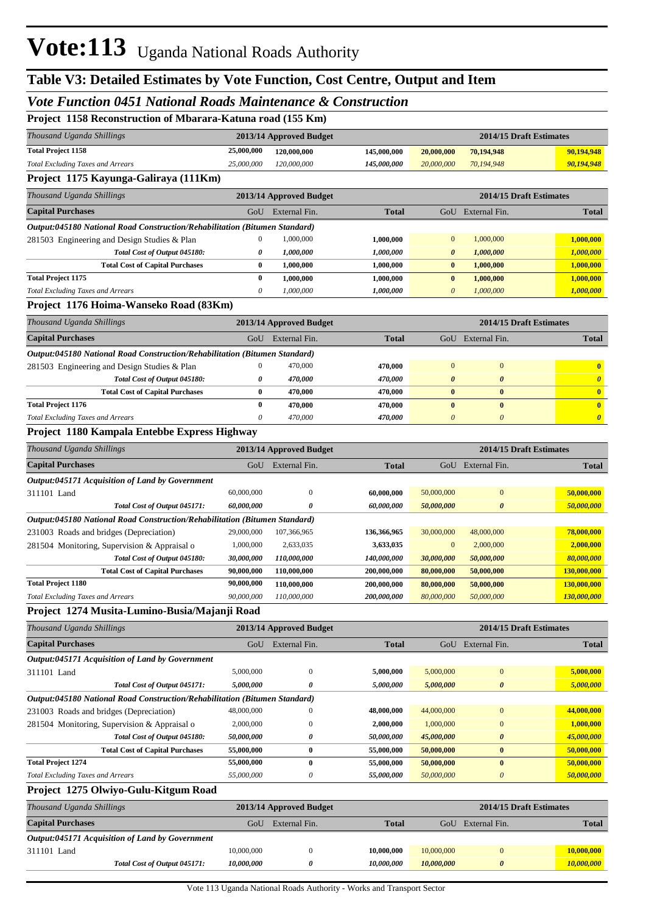# Vote:113 Uganda National Roads Authority

## Table V3: Detailed Estimates by Vote Function, Cost Centre, Output and Item

### *Vote Function 0451 National Roads Maintenance & Construction*

#### Project 1158 Reconstruction of Mbarara-Katuna road (155 Km)

| *Thousand Uganda Shillings* | 2013/14 Approved Budget | | | 2014/15 Draft Estimates | | |
|---|---|---|---|---|---|---|
| **Total Project 1158** | **25,000,000** | **120,000,000** | **145,000,000** | **20,000,000** | **70,194,948** | **90,194,948** |
| *Total Excluding Taxes and Arrears* | *25,000,000* | *120,000,000* | *145,000,000* | *20,000,000* | *70,194,948* | *90,194,948* |

#### Project 1175 Kayunga-Galiraya (111Km)

| *Thousand Uganda Shillings* | 2013/14 Approved Budget | | | 2014/15 Draft Estimates | | |
|---|---|---|---|---|---|---|
| **Capital Purchases** | GoU | External Fin. | **Total** | GoU | External Fin. | **Total** |
| ***Output:045180 National Road Construction/Rehabilitation (Bitumen Standard)*** | | | | | | |
| 281503 Engineering and Design Studies & Plan | 0 | 1,000,000 | **1,000,000** | 0 | 1,000,000 | **1,000,000** |
| ***Total Cost of Output 045180:*** | ***0*** | ***1,000,000*** | ***1,000,000*** | ***0*** | ***1,000,000*** | ***1,000,000*** |
| **Total Cost of Capital Purchases** | **0** | **1,000,000** | **1,000,000** | **0** | **1,000,000** | **1,000,000** |
| **Total Project 1175** | **0** | **1,000,000** | **1,000,000** | **0** | **1,000,000** | **1,000,000** |
| *Total Excluding Taxes and Arrears* | *0* | *1,000,000* | *1,000,000* | *0* | *1,000,000* | *1,000,000* |

#### Project 1176 Hoima-Wanseko Road (83Km)

| *Thousand Uganda Shillings* | 2013/14 Approved Budget | | | 2014/15 Draft Estimates | | |
|---|---|---|---|---|---|---|
| **Capital Purchases** | GoU | External Fin. | **Total** | GoU | External Fin. | **Total** |
| ***Output:045180 National Road Construction/Rehabilitation (Bitumen Standard)*** | | | | | | |
| 281503 Engineering and Design Studies & Plan | 0 | 470,000 | **470,000** | 0 | 0 | **0** |
| ***Total Cost of Output 045180:*** | ***0*** | ***470,000*** | ***470,000*** | ***0*** | ***0*** | ***0*** |
| **Total Cost of Capital Purchases** | **0** | **470,000** | **470,000** | **0** | **0** | **0** |
| **Total Project 1176** | **0** | **470,000** | **470,000** | **0** | **0** | **0** |
| *Total Excluding Taxes and Arrears* | *0* | *470,000* | *470,000* | *0* | *0* | *0* |

#### Project 1180 Kampala Entebbe Express Highway

| *Thousand Uganda Shillings* | 2013/14 Approved Budget | | | 2014/15 Draft Estimates | | |
|---|---|---|---|---|---|---|
| **Capital Purchases** | GoU | External Fin. | **Total** | GoU | External Fin. | **Total** |
| ***Output:045171 Acquisition of Land by Government*** | | | | | | |
| 311101 Land | 60,000,000 | 0 | **60,000,000** | 50,000,000 | 0 | **50,000,000** |
| ***Total Cost of Output 045171:*** | ***60,000,000*** | ***0*** | ***60,000,000*** | ***50,000,000*** | ***0*** | ***50,000,000*** |
| ***Output:045180 National Road Construction/Rehabilitation (Bitumen Standard)*** | | | | | | |
| 231003 Roads and bridges (Depreciation) | 29,000,000 | 107,366,965 | **136,366,965** | 30,000,000 | 48,000,000 | **78,000,000** |
| 281504 Monitoring, Supervision & Appraisal o | 1,000,000 | 2,633,035 | **3,633,035** | 0 | 2,000,000 | **2,000,000** |
| ***Total Cost of Output 045180:*** | ***30,000,000*** | ***110,000,000*** | ***140,000,000*** | ***30,000,000*** | ***50,000,000*** | ***80,000,000*** |
| **Total Cost of Capital Purchases** | **90,000,000** | **110,000,000** | **200,000,000** | **80,000,000** | **50,000,000** | **130,000,000** |
| **Total Project 1180** | **90,000,000** | **110,000,000** | **200,000,000** | **80,000,000** | **50,000,000** | **130,000,000** |
| *Total Excluding Taxes and Arrears* | *90,000,000* | *110,000,000* | *200,000,000* | *80,000,000* | *50,000,000* | *130,000,000* |

#### Project 1274 Musita-Lumino-Busia/Majanji Road

| *Thousand Uganda Shillings* | 2013/14 Approved Budget | | | 2014/15 Draft Estimates | | |
|---|---|---|---|---|---|---|
| **Capital Purchases** | GoU | External Fin. | **Total** | GoU | External Fin. | **Total** |
| ***Output:045171 Acquisition of Land by Government*** | | | | | | |
| 311101 Land | 5,000,000 | 0 | **5,000,000** | 5,000,000 | 0 | **5,000,000** |
| ***Total Cost of Output 045171:*** | ***5,000,000*** | ***0*** | ***5,000,000*** | ***5,000,000*** | ***0*** | ***5,000,000*** |
| ***Output:045180 National Road Construction/Rehabilitation (Bitumen Standard)*** | | | | | | |
| 231003 Roads and bridges (Depreciation) | 48,000,000 | 0 | **48,000,000** | 44,000,000 | 0 | **44,000,000** |
| 281504 Monitoring, Supervision & Appraisal o | 2,000,000 | 0 | **2,000,000** | 1,000,000 | 0 | **1,000,000** |
| ***Total Cost of Output 045180:*** | ***50,000,000*** | ***0*** | ***50,000,000*** | ***45,000,000*** | ***0*** | ***45,000,000*** |
| **Total Cost of Capital Purchases** | **55,000,000** | **0** | **55,000,000** | **50,000,000** | **0** | **50,000,000** |
| **Total Project 1274** | **55,000,000** | **0** | **55,000,000** | **50,000,000** | **0** | **50,000,000** |
| *Total Excluding Taxes and Arrears* | *55,000,000* | *0* | *55,000,000* | *50,000,000* | *0* | *50,000,000* |

#### Project 1275 Olwiyo-Gulu-Kitgum Road

| *Thousand Uganda Shillings* | 2013/14 Approved Budget | | | 2014/15 Draft Estimates | | |
|---|---|---|---|---|---|---|
| **Capital Purchases** | GoU | External Fin. | **Total** | GoU | External Fin. | **Total** |
| ***Output:045171 Acquisition of Land by Government*** | | | | | | |
| 311101 Land | 10,000,000 | 0 | **10,000,000** | 10,000,000 | 0 | **10,000,000** |
| ***Total Cost of Output 045171:*** | ***10,000,000*** | ***0*** | ***10,000,000*** | ***10,000,000*** | ***0*** | ***10,000,000*** |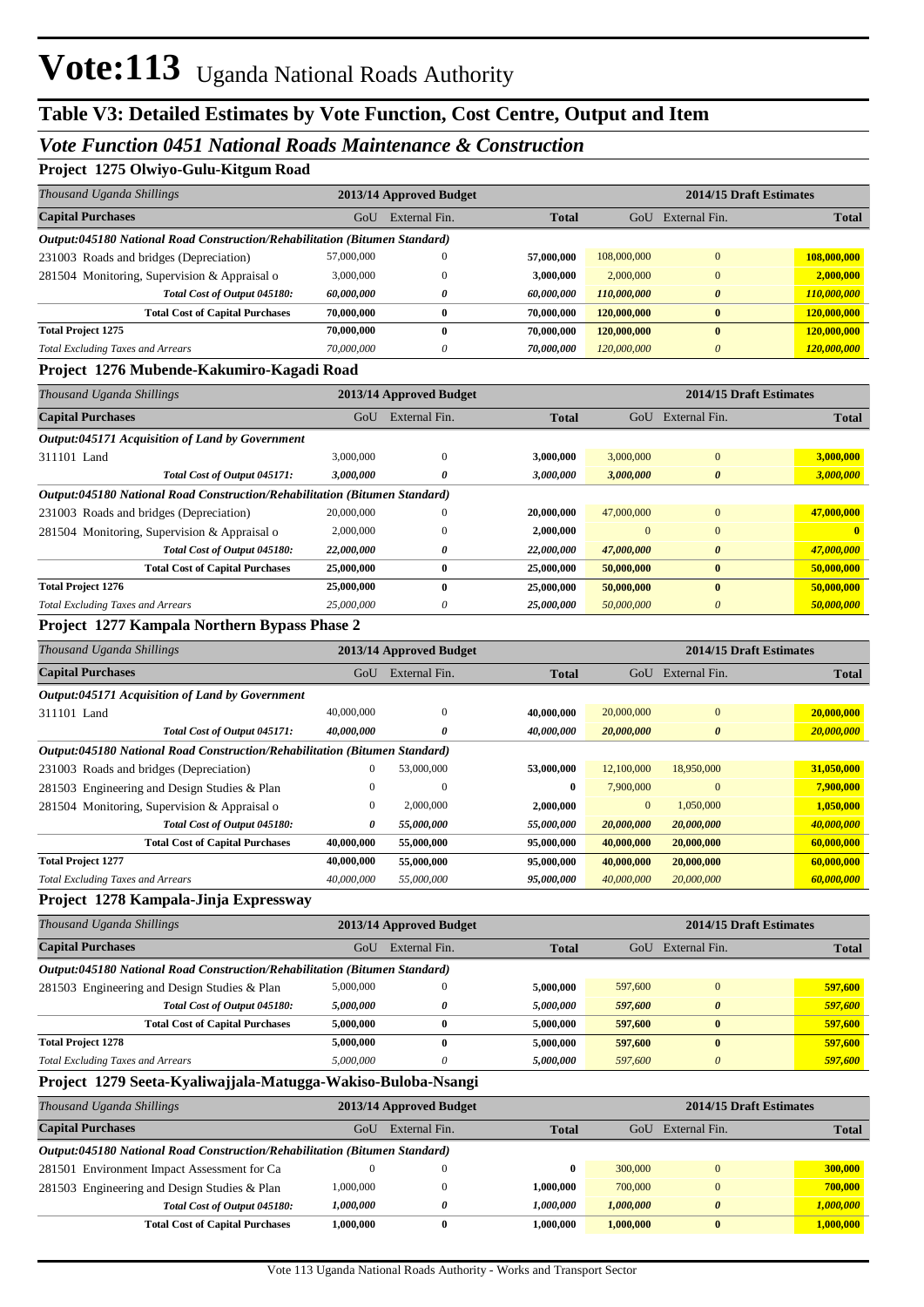# Vote:113 Uganda National Roads Authority

## Table V3: Detailed Estimates by Vote Function, Cost Centre, Output and Item

### *Vote Function 0451 National Roads Maintenance & Construction*

#### Project 1275 Olwiyo-Gulu-Kitgum Road

| *Thousand Uganda Shillings* | 2013/14 Approved Budget | | | 2014/15 Draft Estimates | | |
|---|---|---|---|---|---|---|
| **Capital Purchases** | GoU | External Fin. | **Total** | GoU | External Fin. | **Total** |
| ***Output:045180 National Road Construction/Rehabilitation (Bitumen Standard)*** | | | | | | |
| 231003 Roads and bridges (Depreciation) | 57,000,000 | 0 | **57,000,000** | 108,000,000 | 0 | **108,000,000** |
| 281504 Monitoring, Supervision & Appraisal o | 3,000,000 | 0 | **3,000,000** | 2,000,000 | 0 | **2,000,000** |
| ***Total Cost of Output 045180:*** | ***60,000,000*** | ***0*** | ***60,000,000*** | ***110,000,000*** | ***0*** | ***110,000,000*** |
| **Total Cost of Capital Purchases** | **70,000,000** | **0** | **70,000,000** | **120,000,000** | **0** | **120,000,000** |
| **Total Project 1275** | **70,000,000** | **0** | **70,000,000** | **120,000,000** | **0** | **120,000,000** |
| *Total Excluding Taxes and Arrears* | *70,000,000* | *0* | ***70,000,000*** | *120,000,000* | *0* | ***120,000,000*** |

#### Project 1276 Mubende-Kakumiro-Kagadi Road

| *Thousand Uganda Shillings* | 2013/14 Approved Budget | | | 2014/15 Draft Estimates | | |
|---|---|---|---|---|---|---|
| **Capital Purchases** | GoU | External Fin. | **Total** | GoU | External Fin. | **Total** |
| ***Output:045171 Acquisition of Land by Government*** | | | | | | |
| 311101 Land | 3,000,000 | 0 | **3,000,000** | 3,000,000 | 0 | **3,000,000** |
| ***Total Cost of Output 045171:*** | ***3,000,000*** | ***0*** | ***3,000,000*** | ***3,000,000*** | ***0*** | ***3,000,000*** |
| ***Output:045180 National Road Construction/Rehabilitation (Bitumen Standard)*** | | | | | | |
| 231003 Roads and bridges (Depreciation) | 20,000,000 | 0 | **20,000,000** | 47,000,000 | 0 | **47,000,000** |
| 281504 Monitoring, Supervision & Appraisal o | 2,000,000 | 0 | **2,000,000** | 0 | 0 | **0** |
| ***Total Cost of Output 045180:*** | ***22,000,000*** | ***0*** | ***22,000,000*** | ***47,000,000*** | ***0*** | ***47,000,000*** |
| **Total Cost of Capital Purchases** | **25,000,000** | **0** | **25,000,000** | **50,000,000** | **0** | **50,000,000** |
| **Total Project 1276** | **25,000,000** | **0** | **25,000,000** | **50,000,000** | **0** | **50,000,000** |
| *Total Excluding Taxes and Arrears* | *25,000,000* | *0* | ***25,000,000*** | *50,000,000* | *0* | ***50,000,000*** |

#### Project 1277 Kampala Northern Bypass Phase 2

| *Thousand Uganda Shillings* | 2013/14 Approved Budget | | | 2014/15 Draft Estimates | | |
|---|---|---|---|---|---|---|
| **Capital Purchases** | GoU | External Fin. | **Total** | GoU | External Fin. | **Total** |
| ***Output:045171 Acquisition of Land by Government*** | | | | | | |
| 311101 Land | 40,000,000 | 0 | **40,000,000** | 20,000,000 | 0 | **20,000,000** |
| ***Total Cost of Output 045171:*** | ***40,000,000*** | ***0*** | ***40,000,000*** | ***20,000,000*** | ***0*** | ***20,000,000*** |
| ***Output:045180 National Road Construction/Rehabilitation (Bitumen Standard)*** | | | | | | |
| 231003 Roads and bridges (Depreciation) | 0 | 53,000,000 | **53,000,000** | 12,100,000 | 18,950,000 | **31,050,000** |
| 281503 Engineering and Design Studies & Plan | 0 | 0 | **0** | 7,900,000 | 0 | **7,900,000** |
| 281504 Monitoring, Supervision & Appraisal o | 0 | 2,000,000 | **2,000,000** | 0 | 1,050,000 | **1,050,000** |
| ***Total Cost of Output 045180:*** | ***0*** | ***55,000,000*** | ***55,000,000*** | ***20,000,000*** | ***20,000,000*** | ***40,000,000*** |
| **Total Cost of Capital Purchases** | **40,000,000** | **55,000,000** | **95,000,000** | **40,000,000** | **20,000,000** | **60,000,000** |
| **Total Project 1277** | **40,000,000** | **55,000,000** | **95,000,000** | **40,000,000** | **20,000,000** | **60,000,000** |
| *Total Excluding Taxes and Arrears* | *40,000,000* | *55,000,000* | ***95,000,000*** | *40,000,000* | *20,000,000* | ***60,000,000*** |

#### Project 1278 Kampala-Jinja Expressway

| *Thousand Uganda Shillings* | 2013/14 Approved Budget | | | 2014/15 Draft Estimates | | |
|---|---|---|---|---|---|---|
| **Capital Purchases** | GoU | External Fin. | **Total** | GoU | External Fin. | **Total** |
| ***Output:045180 National Road Construction/Rehabilitation (Bitumen Standard)*** | | | | | | |
| 281503 Engineering and Design Studies & Plan | 5,000,000 | 0 | **5,000,000** | 597,600 | 0 | **597,600** |
| ***Total Cost of Output 045180:*** | ***5,000,000*** | ***0*** | ***5,000,000*** | ***597,600*** | ***0*** | ***597,600*** |
| **Total Cost of Capital Purchases** | **5,000,000** | **0** | **5,000,000** | **597,600** | **0** | **597,600** |
| **Total Project 1278** | **5,000,000** | **0** | **5,000,000** | **597,600** | **0** | **597,600** |
| *Total Excluding Taxes and Arrears* | *5,000,000* | *0* | ***5,000,000*** | *597,600* | *0* | ***597,600*** |

#### Project 1279 Seeta-Kyaliwajjala-Matugga-Wakiso-Buloba-Nsangi

| *Thousand Uganda Shillings* | 2013/14 Approved Budget | | | 2014/15 Draft Estimates | | |
|---|---|---|---|---|---|---|
| **Capital Purchases** | GoU | External Fin. | **Total** | GoU | External Fin. | **Total** |
| ***Output:045180 National Road Construction/Rehabilitation (Bitumen Standard)*** | | | | | | |
| 281501 Environment Impact Assessment for Ca | 0 | 0 | **0** | 300,000 | 0 | **300,000** |
| 281503 Engineering and Design Studies & Plan | 1,000,000 | 0 | **1,000,000** | 700,000 | 0 | **700,000** |
| ***Total Cost of Output 045180:*** | ***1,000,000*** | ***0*** | ***1,000,000*** | ***1,000,000*** | ***0*** | ***1,000,000*** |
| **Total Cost of Capital Purchases** | **1,000,000** | **0** | **1,000,000** | **1,000,000** | **0** | **1,000,000** |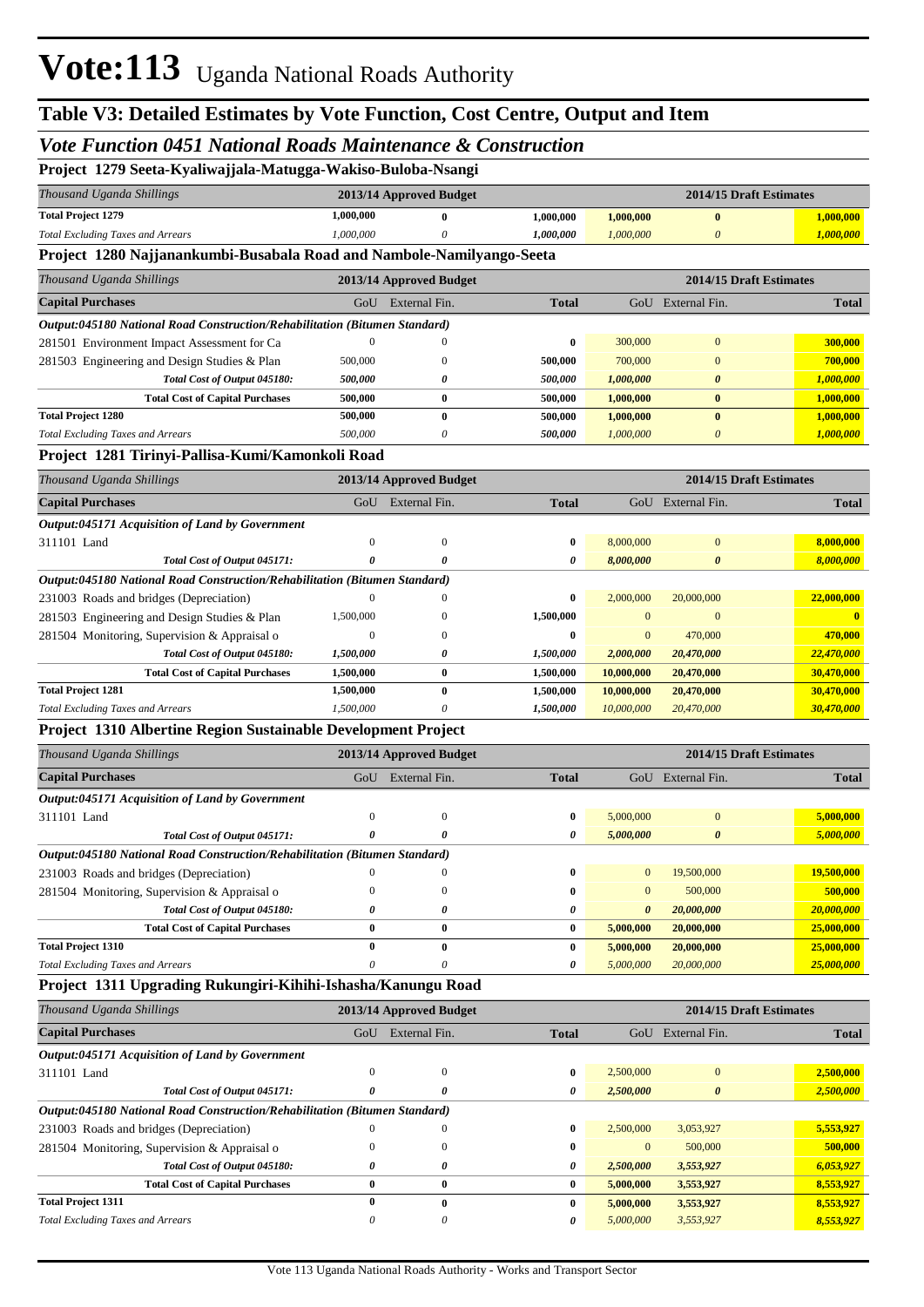# Vote:113 Uganda National Roads Authority

## Table V3: Detailed Estimates by Vote Function, Cost Centre, Output and Item

### *Vote Function 0451 National Roads Maintenance & Construction*

#### Project 1279 Seeta-Kyaliwajjala-Matugga-Wakiso-Buloba-Nsangi

| *Thousand Uganda Shillings* | 2013/14 Approved Budget | | | 2014/15 Draft Estimates | | |
|---|---|---|---|---|---|---|
| **Total Project 1279** | **1,000,000** | **0** | **1,000,000** | **1,000,000** | **0** | **1,000,000** |
| *Total Excluding Taxes and Arrears* | *1,000,000* | *0* | *1,000,000* | *1,000,000* | *0* | *1,000,000* |

#### Project 1280 Najjanankumbi-Busabala Road and Nambole-Namilyango-Seeta

| *Thousand Uganda Shillings* | 2013/14 Approved Budget | | | 2014/15 Draft Estimates | | |
|---|---|---|---|---|---|---|
| **Capital Purchases** | GoU | External Fin. | **Total** | GoU | External Fin. | **Total** |
| ***Output:045180 National Road Construction/Rehabilitation (Bitumen Standard)*** | | | | | | |
| 281501 Environment Impact Assessment for Ca | 0 | 0 | **0** | 300,000 | 0 | **300,000** |
| 281503 Engineering and Design Studies & Plan | 500,000 | 0 | **500,000** | 700,000 | 0 | **700,000** |
| ***Total Cost of Output 045180:*** | ***500,000*** | ***0*** | ***500,000*** | ***1,000,000*** | ***0*** | ***1,000,000*** |
| **Total Cost of Capital Purchases** | **500,000** | **0** | **500,000** | **1,000,000** | **0** | **1,000,000** |
| **Total Project 1280** | **500,000** | **0** | **500,000** | **1,000,000** | **0** | **1,000,000** |
| *Total Excluding Taxes and Arrears* | *500,000* | *0* | *500,000* | *1,000,000* | *0* | *1,000,000* |

#### Project 1281 Tirinyi-Pallisa-Kumi/Kamonkoli Road

| *Thousand Uganda Shillings* | 2013/14 Approved Budget | | | 2014/15 Draft Estimates | | |
|---|---|---|---|---|---|---|
| **Capital Purchases** | GoU | External Fin. | **Total** | GoU | External Fin. | **Total** |
| ***Output:045171 Acquisition of Land by Government*** | | | | | | |
| 311101 Land | 0 | 0 | **0** | 8,000,000 | 0 | **8,000,000** |
| ***Total Cost of Output 045171:*** | ***0*** | ***0*** | ***0*** | ***8,000,000*** | ***0*** | ***8,000,000*** |
| ***Output:045180 National Road Construction/Rehabilitation (Bitumen Standard)*** | | | | | | |
| 231003 Roads and bridges (Depreciation) | 0 | 0 | **0** | 2,000,000 | 20,000,000 | **22,000,000** |
| 281503 Engineering and Design Studies & Plan | 1,500,000 | 0 | **1,500,000** | 0 | 0 | **0** |
| 281504 Monitoring, Supervision & Appraisal o | 0 | 0 | **0** | 0 | 470,000 | **470,000** |
| ***Total Cost of Output 045180:*** | ***1,500,000*** | ***0*** | ***1,500,000*** | ***2,000,000*** | ***20,470,000*** | ***22,470,000*** |
| **Total Cost of Capital Purchases** | **1,500,000** | **0** | **1,500,000** | **10,000,000** | **20,470,000** | **30,470,000** |
| **Total Project 1281** | **1,500,000** | **0** | **1,500,000** | **10,000,000** | **20,470,000** | **30,470,000** |
| *Total Excluding Taxes and Arrears* | *1,500,000* | *0* | *1,500,000* | *10,000,000* | *20,470,000* | *30,470,000* |

#### Project 1310 Albertine Region Sustainable Development Project

| *Thousand Uganda Shillings* | 2013/14 Approved Budget | | | 2014/15 Draft Estimates | | |
|---|---|---|---|---|---|---|
| **Capital Purchases** | GoU | External Fin. | **Total** | GoU | External Fin. | **Total** |
| ***Output:045171 Acquisition of Land by Government*** | | | | | | |
| 311101 Land | 0 | 0 | **0** | 5,000,000 | 0 | **5,000,000** |
| ***Total Cost of Output 045171:*** | ***0*** | ***0*** | ***0*** | ***5,000,000*** | ***0*** | ***5,000,000*** |
| ***Output:045180 National Road Construction/Rehabilitation (Bitumen Standard)*** | | | | | | |
| 231003 Roads and bridges (Depreciation) | 0 | 0 | **0** | 0 | 19,500,000 | **19,500,000** |
| 281504 Monitoring, Supervision & Appraisal o | 0 | 0 | **0** | 0 | 500,000 | **500,000** |
| ***Total Cost of Output 045180:*** | ***0*** | ***0*** | ***0*** | ***0*** | ***20,000,000*** | ***20,000,000*** |
| **Total Cost of Capital Purchases** | **0** | **0** | **0** | **5,000,000** | **20,000,000** | **25,000,000** |
| **Total Project 1310** | **0** | **0** | **0** | **5,000,000** | **20,000,000** | **25,000,000** |
| *Total Excluding Taxes and Arrears* | *0* | *0* | *0* | *5,000,000* | *20,000,000* | *25,000,000* |

#### Project 1311 Upgrading Rukungiri-Kihihi-Ishasha/Kanungu Road

| *Thousand Uganda Shillings* | 2013/14 Approved Budget | | | 2014/15 Draft Estimates | | |
|---|---|---|---|---|---|---|
| **Capital Purchases** | GoU | External Fin. | **Total** | GoU | External Fin. | **Total** |
| ***Output:045171 Acquisition of Land by Government*** | | | | | | |
| 311101 Land | 0 | 0 | **0** | 2,500,000 | 0 | **2,500,000** |
| ***Total Cost of Output 045171:*** | ***0*** | ***0*** | ***0*** | ***2,500,000*** | ***0*** | ***2,500,000*** |
| ***Output:045180 National Road Construction/Rehabilitation (Bitumen Standard)*** | | | | | | |
| 231003 Roads and bridges (Depreciation) | 0 | 0 | **0** | 2,500,000 | 3,053,927 | **5,553,927** |
| 281504 Monitoring, Supervision & Appraisal o | 0 | 0 | **0** | 0 | 500,000 | **500,000** |
| ***Total Cost of Output 045180:*** | ***0*** | ***0*** | ***0*** | ***2,500,000*** | ***3,553,927*** | ***6,053,927*** |
| **Total Cost of Capital Purchases** | **0** | **0** | **0** | **5,000,000** | **3,553,927** | **8,553,927** |
| **Total Project 1311** | **0** | **0** | **0** | **5,000,000** | **3,553,927** | **8,553,927** |
| *Total Excluding Taxes and Arrears* | *0* | *0* | *0* | *5,000,000* | *3,553,927* | *8,553,927* |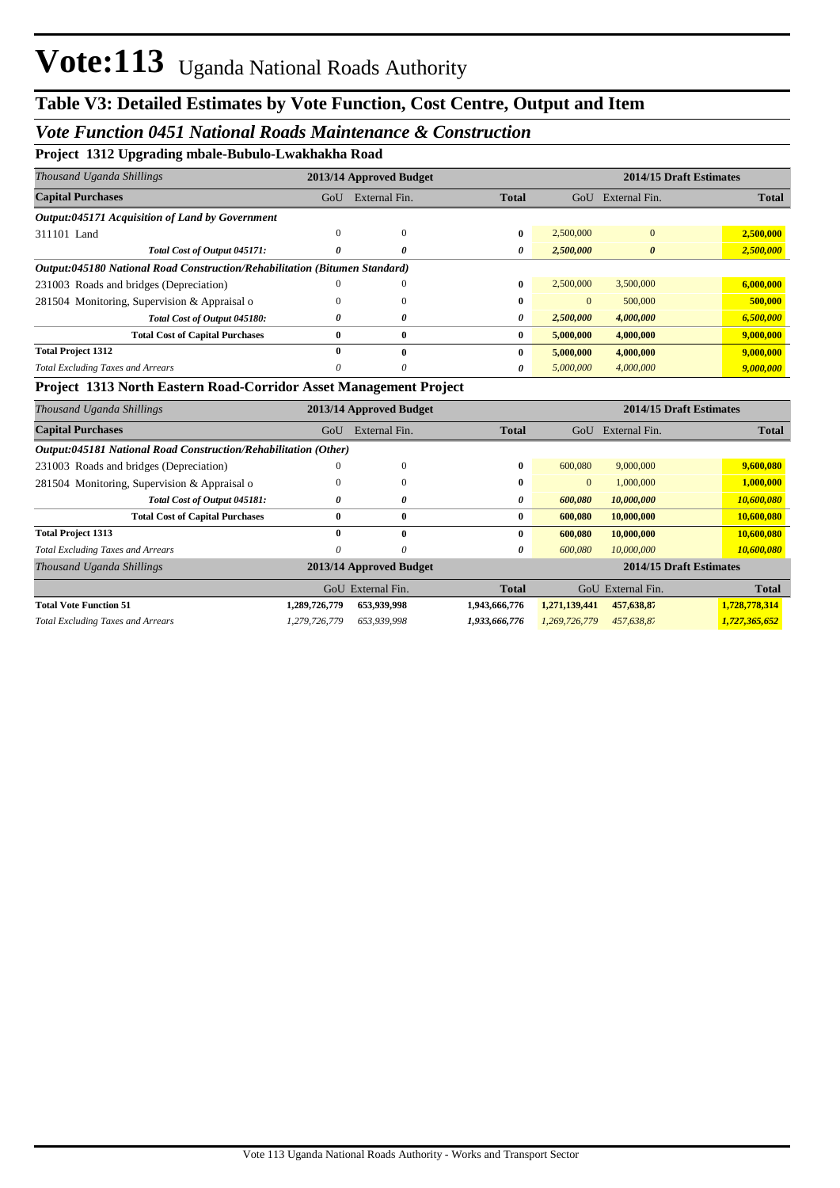# Vote:113 Uganda National Roads Authority

## Table V3: Detailed Estimates by Vote Function, Cost Centre, Output and Item

### *Vote Function 0451 National Roads Maintenance & Construction*

**Project 1312 Upgrading mbale-Bubulo-Lwakhakha Road**

| *Thousand Uganda Shillings* | 2013/14 Approved Budget | | | 2014/15 Draft Estimates | | |
|---|---|---|---|---|---|---|
| **Capital Purchases** | GoU | External Fin. | **Total** | GoU | External Fin. | **Total** |
| ***Output:045171 Acquisition of Land by Government*** | | | | | | |
| 311101 Land | 0 | 0 | **0** | 2,500,000 | 0 | **2,500,000** |
| ***Total Cost of Output 045171:*** | ***0*** | ***0*** | ***0*** | ***2,500,000*** | ***0*** | ***2,500,000*** |
| ***Output:045180 National Road Construction/Rehabilitation (Bitumen Standard)*** | | | | | | |
| 231003 Roads and bridges (Depreciation) | 0 | 0 | **0** | 2,500,000 | 3,500,000 | **6,000,000** |
| 281504 Monitoring, Supervision & Appraisal o | 0 | 0 | **0** | 0 | 500,000 | **500,000** |
| ***Total Cost of Output 045180:*** | ***0*** | ***0*** | ***0*** | ***2,500,000*** | ***4,000,000*** | ***6,500,000*** |
| **Total Cost of Capital Purchases** | **0** | **0** | **0** | **5,000,000** | **4,000,000** | **9,000,000** |
| **Total Project 1312** | **0** | **0** | **0** | **5,000,000** | **4,000,000** | **9,000,000** |
| *Total Excluding Taxes and Arrears* | *0* | *0* | ***0*** | *5,000,000* | *4,000,000* | ***9,000,000*** |

**Project 1313 North Eastern Road-Corridor Asset Management Project**

| *Thousand Uganda Shillings* | 2013/14 Approved Budget | | | 2014/15 Draft Estimates | | |
|---|---|---|---|---|---|---|
| **Capital Purchases** | GoU | External Fin. | **Total** | GoU | External Fin. | **Total** |
| ***Output:045181 National Road Construction/Rehabilitation (Other)*** | | | | | | |
| 231003 Roads and bridges (Depreciation) | 0 | 0 | **0** | 600,080 | 9,000,000 | **9,600,080** |
| 281504 Monitoring, Supervision & Appraisal o | 0 | 0 | **0** | 0 | 1,000,000 | **1,000,000** |
| ***Total Cost of Output 045181:*** | ***0*** | ***0*** | ***0*** | ***600,080*** | ***10,000,000*** | ***10,600,080*** |
| **Total Cost of Capital Purchases** | **0** | **0** | **0** | **600,080** | **10,000,000** | **10,600,080** |
| **Total Project 1313** | **0** | **0** | **0** | **600,080** | **10,000,000** | **10,600,080** |
| *Total Excluding Taxes and Arrears* | *0* | *0* | ***0*** | *600,080* | *10,000,000* | ***10,600,080*** |

| *Thousand Uganda Shillings* | 2013/14 Approved Budget | | | 2014/15 Draft Estimates | | |
|---|---|---|---|---|---|---|
| | GoU | External Fin. | **Total** | GoU | External Fin. | **Total** |
| **Total Vote Function 51** | **1,289,726,779** | **653,939,998** | **1,943,666,776** | **1,271,139,441** | **457,638,87** | **1,728,778,314** |
| *Total Excluding Taxes and Arrears* | *1,279,726,779* | *653,939,998* | ***1,933,666,776*** | *1,269,726,779* | *457,638,87* | ***1,727,365,652*** |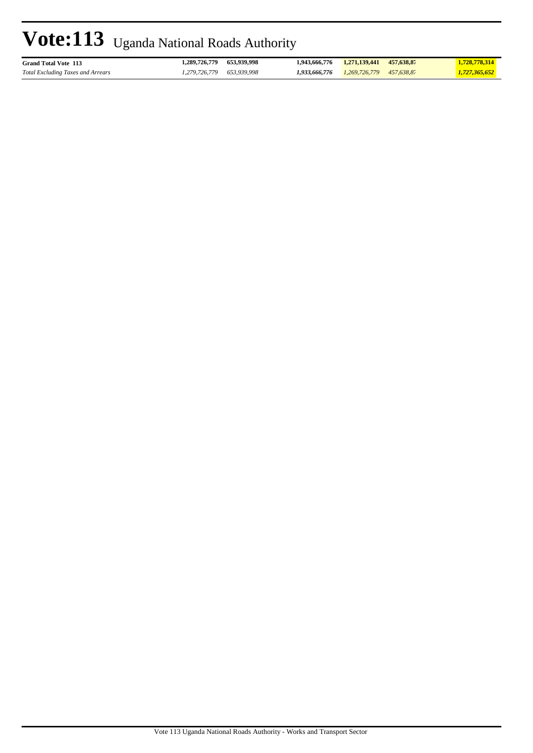# Vote:113 Uganda National Roads Authority

| | | | | | | | |
|---|---|---|---|---|---|---|---|
| **Grand Total Vote 113** | **1,289,726,779** | **653,939,998** | | **1,943,666,776** | **1,271,139,441** | **457,638,87** | **1,728,778,314** |
| *Total Excluding Taxes and Arrears* | *1,279,726,779* | *653,939,998* | | ***1,933,666,776*** | *1,269,726,779* | *457,638,87* | ***1,727,365,652*** |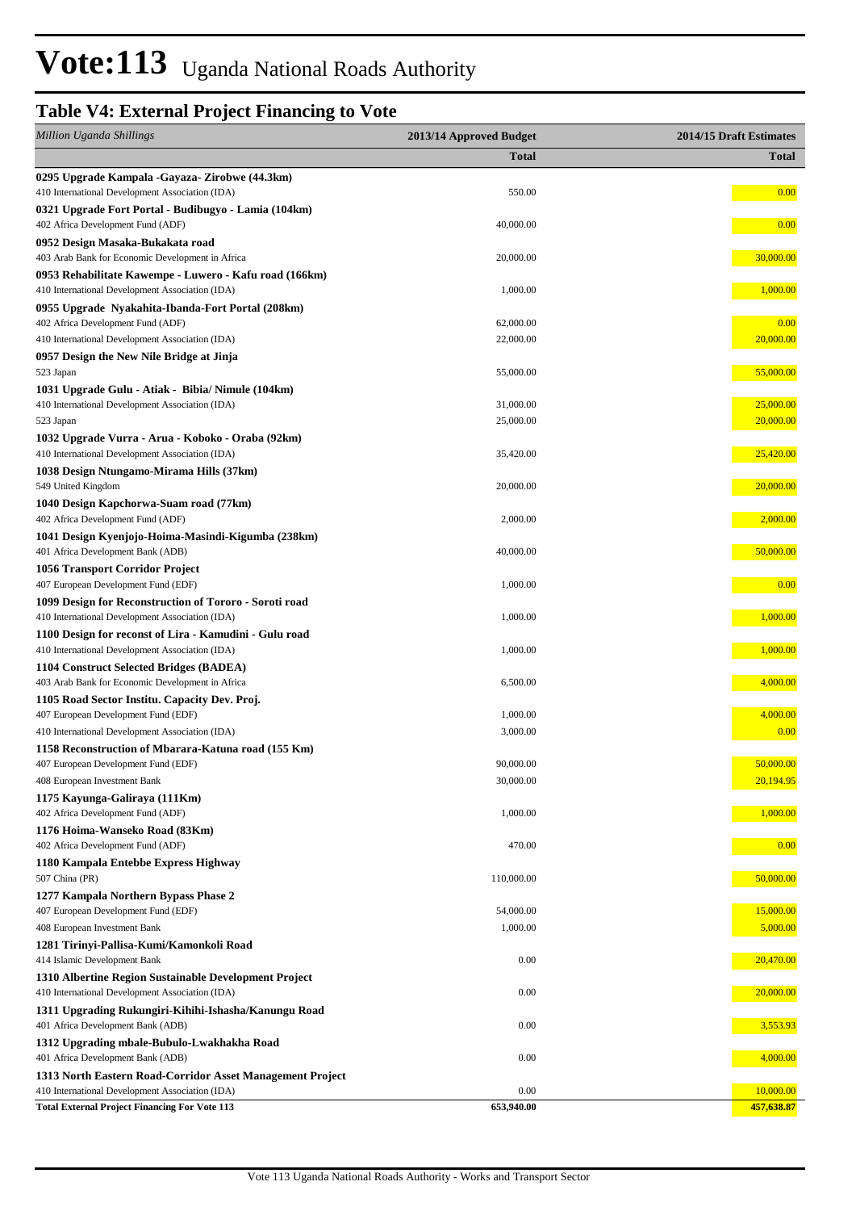# Vote:113 Uganda National Roads Authority

## Table V4: External Project Financing to Vote

| *Million Uganda Shillings* | 2013/14 Approved Budget | 2014/15 Draft Estimates |
|---|---|---|
| | **Total** | **Total** |
| **0295 Upgrade Kampala -Gayaza- Zirobwe (44.3km)** | | |
| 410 International Development Association (IDA) | 550.00 | 0.00 |
| **0321 Upgrade Fort Portal - Budibugyo - Lamia (104km)** | | |
| 402 Africa Development Fund (ADF) | 40,000.00 | 0.00 |
| **0952 Design Masaka-Bukakata road** | | |
| 403 Arab Bank for Economic Development in Africa | 20,000.00 | 30,000.00 |
| **0953 Rehabilitate Kawempe - Luwero - Kafu road (166km)** | | |
| 410 International Development Association (IDA) | 1,000.00 | 1,000.00 |
| **0955 Upgrade Nyakahita-Ibanda-Fort Portal (208km)** | | |
| 402 Africa Development Fund (ADF) | 62,000.00 | 0.00 |
| 410 International Development Association (IDA) | 22,000.00 | 20,000.00 |
| **0957 Design the New Nile Bridge at Jinja** | | |
| 523 Japan | 55,000.00 | 55,000.00 |
| **1031 Upgrade Gulu - Atiak - Bibia/ Nimule (104km)** | | |
| 410 International Development Association (IDA) | 31,000.00 | 25,000.00 |
| 523 Japan | 25,000.00 | 20,000.00 |
| **1032 Upgrade Vurra - Arua - Koboko - Oraba (92km)** | | |
| 410 International Development Association (IDA) | 35,420.00 | 25,420.00 |
| **1038 Design Ntungamo-Mirama Hills (37km)** | | |
| 549 United Kingdom | 20,000.00 | 20,000.00 |
| **1040 Design Kapchorwa-Suam road (77km)** | | |
| 402 Africa Development Fund (ADF) | 2,000.00 | 2,000.00 |
| **1041 Design Kyenjojo-Hoima-Masindi-Kigumba (238km)** | | |
| 401 Africa Development Bank (ADB) | 40,000.00 | 50,000.00 |
| **1056 Transport Corridor Project** | | |
| 407 European Development Fund (EDF) | 1,000.00 | 0.00 |
| **1099 Design for Reconstruction of Tororo - Soroti road** | | |
| 410 International Development Association (IDA) | 1,000.00 | 1,000.00 |
| **1100 Design for reconst of Lira - Kamudini - Gulu road** | | |
| 410 International Development Association (IDA) | 1,000.00 | 1,000.00 |
| **1104 Construct Selected Bridges (BADEA)** | | |
| 403 Arab Bank for Economic Development in Africa | 6,500.00 | 4,000.00 |
| **1105 Road Sector Institu. Capacity Dev. Proj.** | | |
| 407 European Development Fund (EDF) | 1,000.00 | 4,000.00 |
| 410 International Development Association (IDA) | 3,000.00 | 0.00 |
| **1158 Reconstruction of Mbarara-Katuna road (155 Km)** | | |
| 407 European Development Fund (EDF) | 90,000.00 | 50,000.00 |
| 408 European Investment Bank | 30,000.00 | 20,194.95 |
| **1175 Kayunga-Galiraya (111Km)** | | |
| 402 Africa Development Fund (ADF) | 1,000.00 | 1,000.00 |
| **1176 Hoima-Wanseko Road (83Km)** | | |
| 402 Africa Development Fund (ADF) | 470.00 | 0.00 |
| **1180 Kampala Entebbe Express Highway** | | |
| 507 China (PR) | 110,000.00 | 50,000.00 |
| **1277 Kampala Northern Bypass Phase 2** | | |
| 407 European Development Fund (EDF) | 54,000.00 | 15,000.00 |
| 408 European Investment Bank | 1,000.00 | 5,000.00 |
| **1281 Tirinyi-Pallisa-Kumi/Kamonkoli Road** | | |
| 414 Islamic Development Bank | 0.00 | 20,470.00 |
| **1310 Albertine Region Sustainable Development Project** | | |
| 410 International Development Association (IDA) | 0.00 | 20,000.00 |
| **1311 Upgrading Rukungiri-Kihihi-Ishasha/Kanungu Road** | | |
| 401 Africa Development Bank (ADB) | 0.00 | 3,553.93 |
| **1312 Upgrading mbale-Bubulo-Lwakhakha Road** | | |
| 401 Africa Development Bank (ADB) | 0.00 | 4,000.00 |
| **1313 North Eastern Road-Corridor Asset Management Project** | | |
| 410 International Development Association (IDA) | 0.00 | 10,000.00 |
| **Total External Project Financing For Vote 113** | **653,940.00** | **457,638.87** |